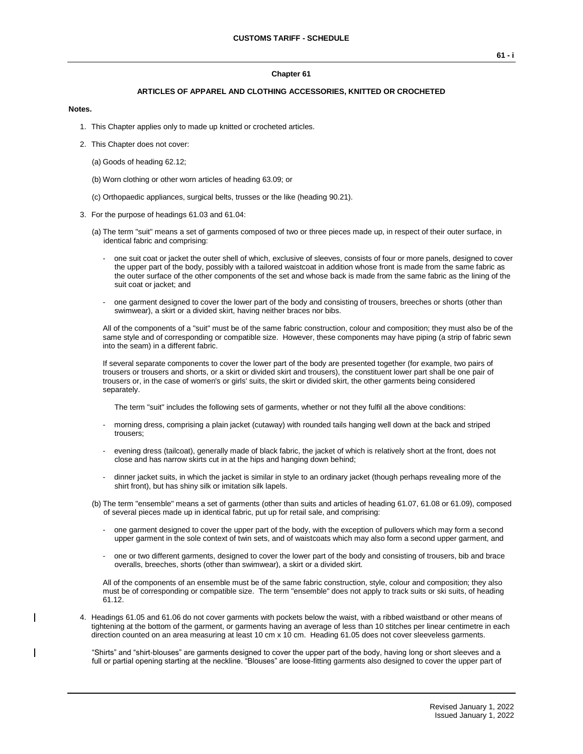## Chapter 61

### ARTICLES OF APPAREL AND CLOTHING ACCESSORIES, KNITTED OR CROCHETED

**Notes.**

1. This Chapter applies only to made up knitted or crocheted articles.

2. This Chapter does not cover:

   (a) Goods of heading 62.12;

   (b) Worn clothing or other worn articles of heading 63.09; or

   (c) Orthopaedic appliances, surgical belts, trusses or the like (heading 90.21).

3. For the purpose of headings 61.03 and 61.04:

   (a) The term "suit" means a set of garments composed of two or three pieces made up, in respect of their outer surface, in identical fabric and comprising:

   - one suit coat or jacket the outer shell of which, exclusive of sleeves, consists of four or more panels, designed to cover the upper part of the body, possibly with a tailored waistcoat in addition whose front is made from the same fabric as the outer surface of the other components of the set and whose back is made from the same fabric as the lining of the suit coat or jacket; and

   - one garment designed to cover the lower part of the body and consisting of trousers, breeches or shorts (other than swimwear), a skirt or a divided skirt, having neither braces nor bibs.

   All of the components of a "suit" must be of the same fabric construction, colour and composition; they must also be of the same style and of corresponding or compatible size. However, these components may have piping (a strip of fabric sewn into the seam) in a different fabric.

   If several separate components to cover the lower part of the body are presented together (for example, two pairs of trousers or trousers and shorts, or a skirt or divided skirt and trousers), the constituent lower part shall be one pair of trousers or, in the case of women's or girls' suits, the skirt or divided skirt, the other garments being considered separately.

   The term "suit" includes the following sets of garments, whether or not they fulfil all the above conditions:

   - morning dress, comprising a plain jacket (cutaway) with rounded tails hanging well down at the back and striped trousers;

   - evening dress (tailcoat), generally made of black fabric, the jacket of which is relatively short at the front, does not close and has narrow skirts cut in at the hips and hanging down behind;

   - dinner jacket suits, in which the jacket is similar in style to an ordinary jacket (though perhaps revealing more of the shirt front), but has shiny silk or imitation silk lapels.

   (b) The term "ensemble" means a set of garments (other than suits and articles of heading 61.07, 61.08 or 61.09), composed of several pieces made up in identical fabric, put up for retail sale, and comprising:

   - one garment designed to cover the upper part of the body, with the exception of pullovers which may form a second upper garment in the sole context of twin sets, and of waistcoats which may also form a second upper garment, and

   - one or two different garments, designed to cover the lower part of the body and consisting of trousers, bib and brace overalls, breeches, shorts (other than swimwear), a skirt or a divided skirt.

   All of the components of an ensemble must be of the same fabric construction, style, colour and composition; they also must be of corresponding or compatible size. The term "ensemble" does not apply to track suits or ski suits, of heading 61.12.

4. Headings 61.05 and 61.06 do not cover garments with pockets below the waist, with a ribbed waistband or other means of tightening at the bottom of the garment, or garments having an average of less than 10 stitches per linear centimetre in each direction counted on an area measuring at least 10 cm x 10 cm. Heading 61.05 does not cover sleeveless garments.

   "Shirts" and "shirt-blouses" are garments designed to cover the upper part of the body, having long or short sleeves and a full or partial opening starting at the neckline. "Blouses" are loose-fitting garments also designed to cover the upper part of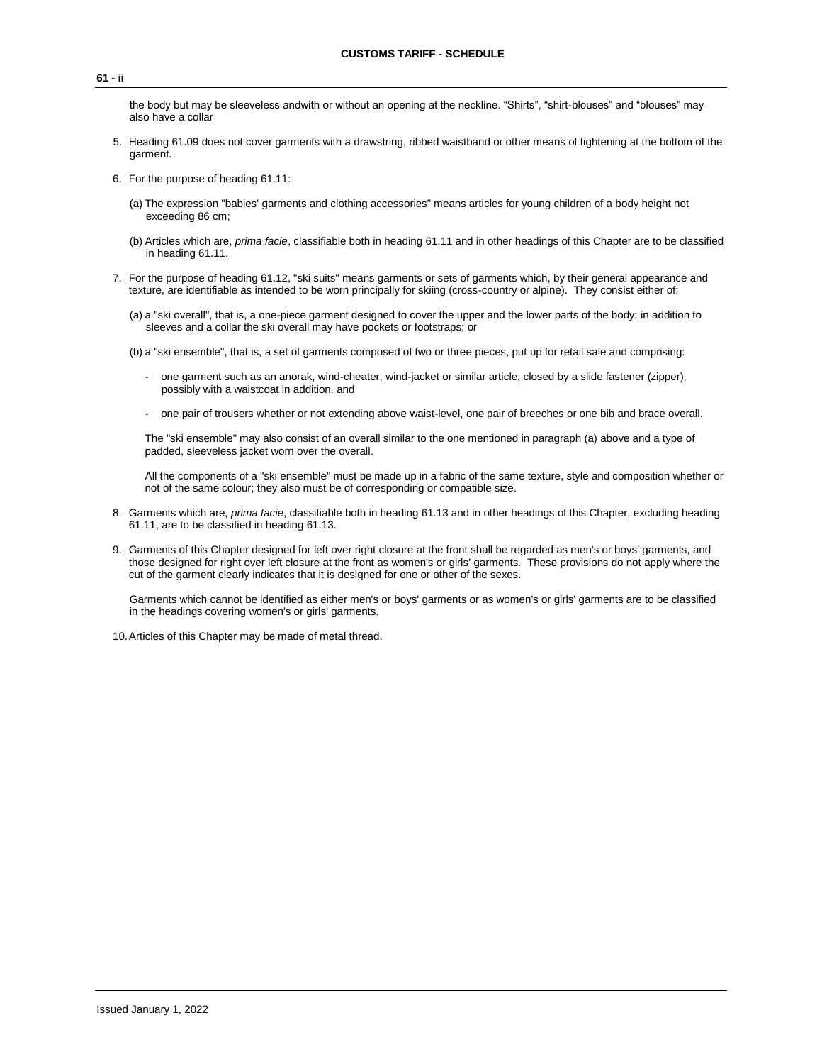the body but may be sleeveless andwith or without an opening at the neckline. “Shirts”, “shirt-blouses” and “blouses” may also have a collar

5. Heading 61.09 does not cover garments with a drawstring, ribbed waistband or other means of tightening at the bottom of the garment.

6. For the purpose of heading 61.11:

   (a) The expression "babies' garments and clothing accessories" means articles for young children of a body height not exceeding 86 cm;

   (b) Articles which are, *prima facie*, classifiable both in heading 61.11 and in other headings of this Chapter are to be classified in heading 61.11.

7. For the purpose of heading 61.12, "ski suits" means garments or sets of garments which, by their general appearance and texture, are identifiable as intended to be worn principally for skiing (cross-country or alpine). They consist either of:

   (a) a "ski overall", that is, a one-piece garment designed to cover the upper and the lower parts of the body; in addition to sleeves and a collar the ski overall may have pockets or footstraps; or

   (b) a "ski ensemble", that is, a set of garments composed of two or three pieces, put up for retail sale and comprising:

   - one garment such as an anorak, wind-cheater, wind-jacket or similar article, closed by a slide fastener (zipper), possibly with a waistcoat in addition, and

   - one pair of trousers whether or not extending above waist-level, one pair of breeches or one bib and brace overall.

   The "ski ensemble" may also consist of an overall similar to the one mentioned in paragraph (a) above and a type of padded, sleeveless jacket worn over the overall.

   All the components of a "ski ensemble" must be made up in a fabric of the same texture, style and composition whether or not of the same colour; they also must be of corresponding or compatible size.

8. Garments which are, *prima facie*, classifiable both in heading 61.13 and in other headings of this Chapter, excluding heading 61.11, are to be classified in heading 61.13.

9. Garments of this Chapter designed for left over right closure at the front shall be regarded as men's or boys' garments, and those designed for right over left closure at the front as women's or girls' garments. These provisions do not apply where the cut of the garment clearly indicates that it is designed for one or other of the sexes.

   Garments which cannot be identified as either men's or boys' garments or as women's or girls' garments are to be classified in the headings covering women's or girls' garments.

10. Articles of this Chapter may be made of metal thread.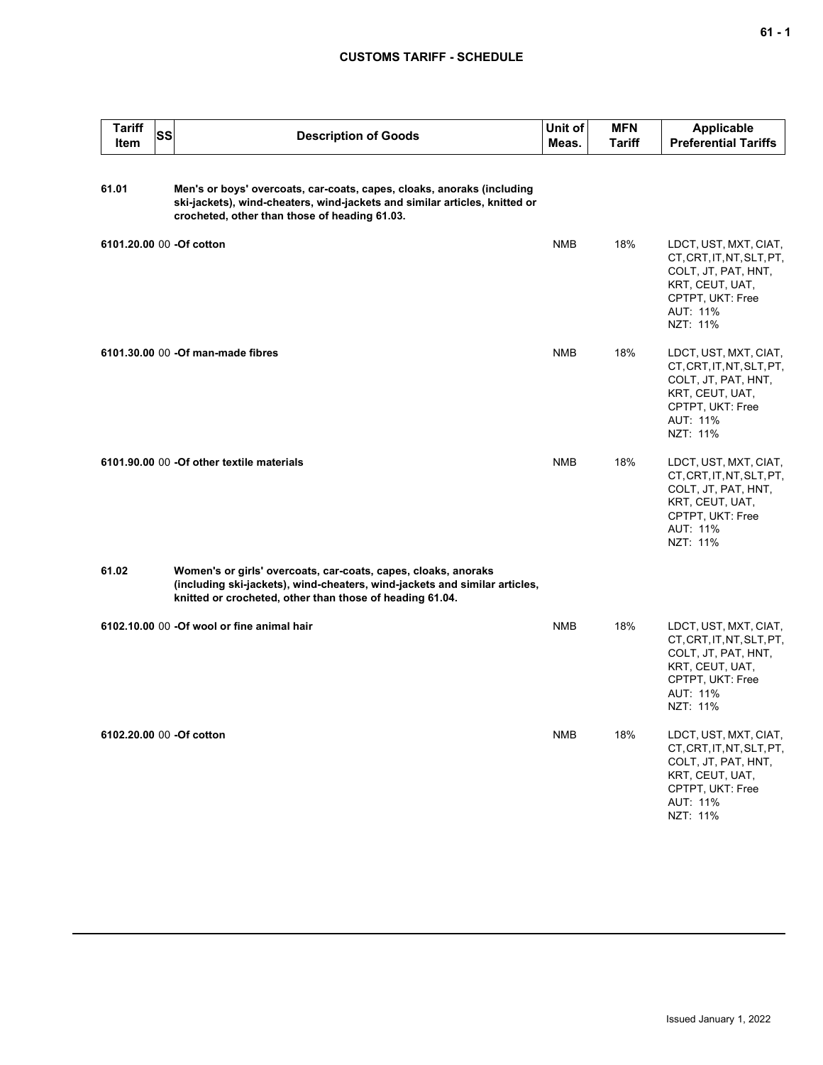| Tariff Item | SS | Description of Goods | Unit of Meas. | MFN Tariff | Applicable Preferential Tariffs |
|---|---|---|---|---|---|
| 61.01 | | **Men's or boys' overcoats, car-coats, capes, cloaks, anoraks (including ski-jackets), wind-cheaters, wind-jackets and similar articles, knitted or crocheted, other than those of heading 61.03.** | | | |
| 6101.20.00 | 00 | **-Of cotton** | NMB | 18% | LDCT, UST, MXT, CIAT, CT, CRT, IT, NT, SLT, PT, COLT, JT, PAT, HNT, KRT, CEUT, UAT, CPTPT, UKT: Free<br>AUT: 11%<br>NZT: 11% |
| 6101.30.00 | 00 | **-Of man-made fibres** | NMB | 18% | LDCT, UST, MXT, CIAT, CT, CRT, IT, NT, SLT, PT, COLT, JT, PAT, HNT, KRT, CEUT, UAT, CPTPT, UKT: Free<br>AUT: 11%<br>NZT: 11% |
| 6101.90.00 | 00 | **-Of other textile materials** | NMB | 18% | LDCT, UST, MXT, CIAT, CT, CRT, IT, NT, SLT, PT, COLT, JT, PAT, HNT, KRT, CEUT, UAT, CPTPT, UKT: Free<br>AUT: 11%<br>NZT: 11% |
| 61.02 | | **Women's or girls' overcoats, car-coats, capes, cloaks, anoraks (including ski-jackets), wind-cheaters, wind-jackets and similar articles, knitted or crocheted, other than those of heading 61.04.** | | | |
| 6102.10.00 | 00 | **-Of wool or fine animal hair** | NMB | 18% | LDCT, UST, MXT, CIAT, CT, CRT, IT, NT, SLT, PT, COLT, JT, PAT, HNT, KRT, CEUT, UAT, CPTPT, UKT: Free<br>AUT: 11%<br>NZT: 11% |
| 6102.20.00 | 00 | **-Of cotton** | NMB | 18% | LDCT, UST, MXT, CIAT, CT, CRT, IT, NT, SLT, PT, COLT, JT, PAT, HNT, KRT, CEUT, UAT, CPTPT, UKT: Free<br>AUT: 11%<br>NZT: 11% |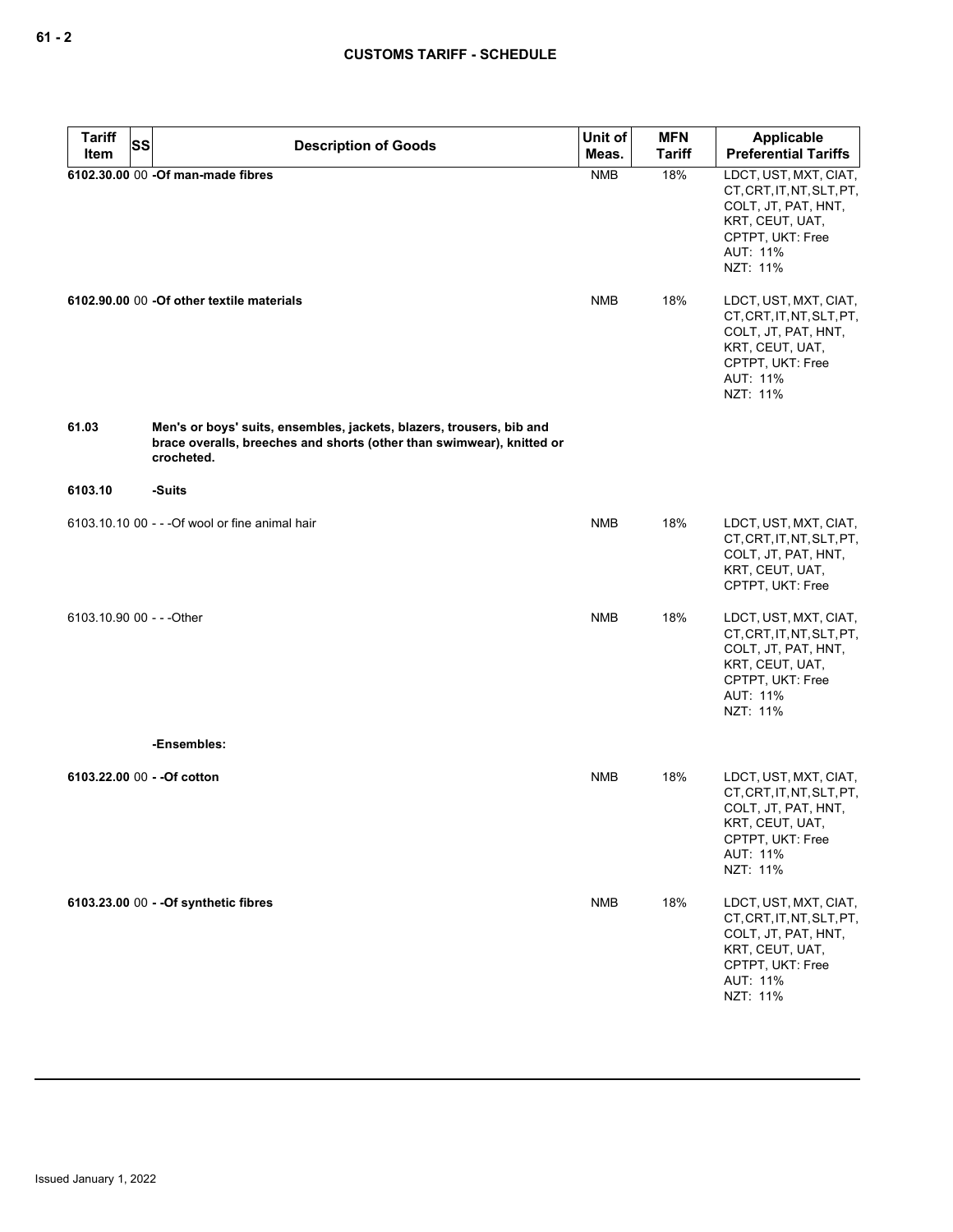| Tariff Item | SS | Description of Goods | Unit of Meas. | MFN Tariff | Applicable Preferential Tariffs |
|---|---|---|---|---|---|
| **6102.30.00** | 00 | **-Of man-made fibres** | NMB | 18% | LDCT, UST, MXT, CIAT, CT, CRT, IT, NT, SLT, PT, COLT, JT, PAT, HNT, KRT, CEUT, UAT, CPTPT, UKT: Free<br>AUT: 11%<br>NZT: 11% |
| **6102.90.00** | 00 | **-Of other textile materials** | NMB | 18% | LDCT, UST, MXT, CIAT, CT, CRT, IT, NT, SLT, PT, COLT, JT, PAT, HNT, KRT, CEUT, UAT, CPTPT, UKT: Free<br>AUT: 11%<br>NZT: 11% |
| **61.03** | | **Men's or boys' suits, ensembles, jackets, blazers, trousers, bib and brace overalls, breeches and shorts (other than swimwear), knitted or crocheted.** | | | |
| **6103.10** | | **-Suits** | | | |
| 6103.10.10 | 00 | - - -Of wool or fine animal hair | NMB | 18% | LDCT, UST, MXT, CIAT, CT, CRT, IT, NT, SLT, PT, COLT, JT, PAT, HNT, KRT, CEUT, UAT, CPTPT, UKT: Free |
| 6103.10.90 | 00 | - - -Other | NMB | 18% | LDCT, UST, MXT, CIAT, CT, CRT, IT, NT, SLT, PT, COLT, JT, PAT, HNT, KRT, CEUT, UAT, CPTPT, UKT: Free<br>AUT: 11%<br>NZT: 11% |
| | | **-Ensembles:** | | | |
| **6103.22.00** | 00 | **- -Of cotton** | NMB | 18% | LDCT, UST, MXT, CIAT, CT, CRT, IT, NT, SLT, PT, COLT, JT, PAT, HNT, KRT, CEUT, UAT, CPTPT, UKT: Free<br>AUT: 11%<br>NZT: 11% |
| **6103.23.00** | 00 | **- -Of synthetic fibres** | NMB | 18% | LDCT, UST, MXT, CIAT, CT, CRT, IT, NT, SLT, PT, COLT, JT, PAT, HNT, KRT, CEUT, UAT, CPTPT, UKT: Free<br>AUT: 11%<br>NZT: 11% |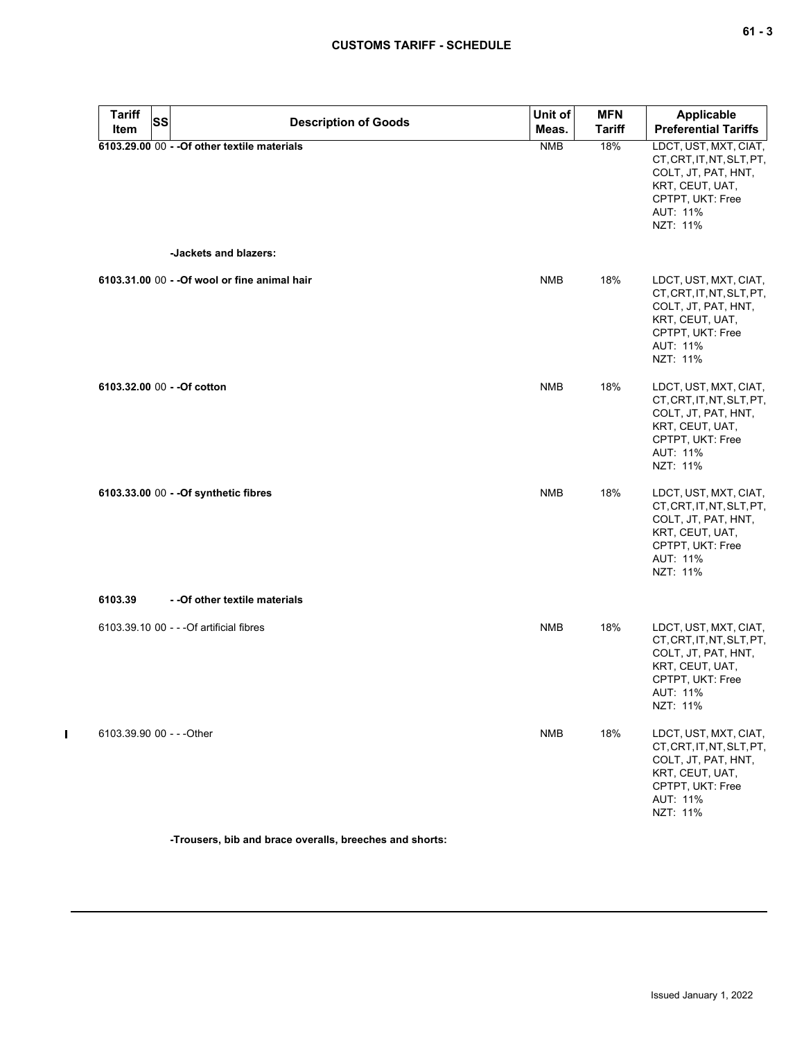| Tariff Item | SS | Description of Goods | Unit of Meas. | MFN Tariff | Applicable Preferential Tariffs |
|---|---|---|---|---|---|
| **6103.29.00** | 00 | **- -Of other textile materials** | NMB | 18% | LDCT, UST, MXT, CIAT, CT, CRT, IT, NT, SLT, PT, COLT, JT, PAT, HNT, KRT, CEUT, UAT, CPTPT, UKT: Free<br>AUT: 11%<br>NZT: 11% |
| | | **-Jackets and blazers:** | | | |
| **6103.31.00** | 00 | **- -Of wool or fine animal hair** | NMB | 18% | LDCT, UST, MXT, CIAT, CT, CRT, IT, NT, SLT, PT, COLT, JT, PAT, HNT, KRT, CEUT, UAT, CPTPT, UKT: Free<br>AUT: 11%<br>NZT: 11% |
| **6103.32.00** | 00 | **- -Of cotton** | NMB | 18% | LDCT, UST, MXT, CIAT, CT, CRT, IT, NT, SLT, PT, COLT, JT, PAT, HNT, KRT, CEUT, UAT, CPTPT, UKT: Free<br>AUT: 11%<br>NZT: 11% |
| **6103.33.00** | 00 | **- -Of synthetic fibres** | NMB | 18% | LDCT, UST, MXT, CIAT, CT, CRT, IT, NT, SLT, PT, COLT, JT, PAT, HNT, KRT, CEUT, UAT, CPTPT, UKT: Free<br>AUT: 11%<br>NZT: 11% |
| **6103.39** | | **- -Of other textile materials** | | | |
| 6103.39.10 | 00 | - - -Of artificial fibres | NMB | 18% | LDCT, UST, MXT, CIAT, CT, CRT, IT, NT, SLT, PT, COLT, JT, PAT, HNT, KRT, CEUT, UAT, CPTPT, UKT: Free<br>AUT: 11%<br>NZT: 11% |
| 6103.39.90 | 00 | - - -Other | NMB | 18% | LDCT, UST, MXT, CIAT, CT, CRT, IT, NT, SLT, PT, COLT, JT, PAT, HNT, KRT, CEUT, UAT, CPTPT, UKT: Free<br>AUT: 11%<br>NZT: 11% |
| | | **-Trousers, bib and brace overalls, breeches and shorts:** | | | |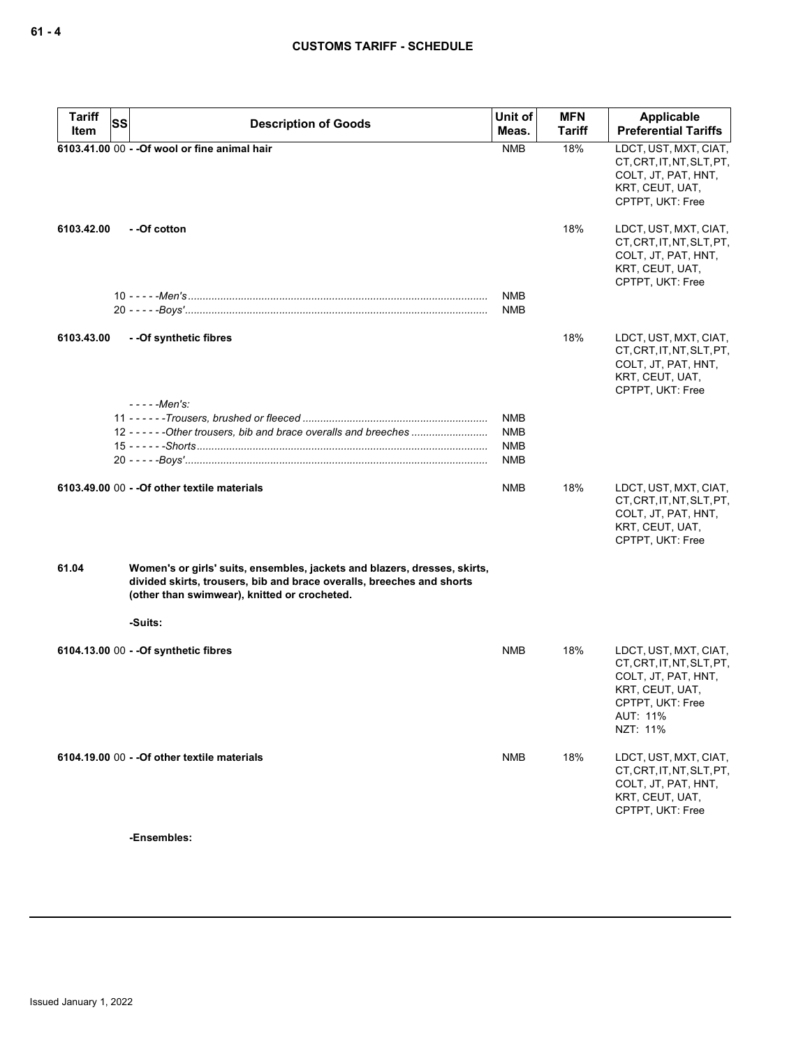| Tariff Item | SS | Description of Goods | Unit of Meas. | MFN Tariff | Applicable Preferential Tariffs |
|---|---|---|---|---|---|
| 6103.41.00 | 00 | - -Of wool or fine animal hair | NMB | 18% | LDCT, UST, MXT, CIAT, CT, CRT, IT, NT, SLT, PT, COLT, JT, PAT, HNT, KRT, CEUT, UAT, CPTPT, UKT: Free |
| 6103.42.00 | | - -Of cotton | | 18% | LDCT, UST, MXT, CIAT, CT, CRT, IT, NT, SLT, PT, COLT, JT, PAT, HNT, KRT, CEUT, UAT, CPTPT, UKT: Free |
| | 10 | - - - - -*Men's* | NMB | | |
| | 20 | - - - - -*Boys'* | NMB | | |
| 6103.43.00 | | - -Of synthetic fibres | | 18% | LDCT, UST, MXT, CIAT, CT, CRT, IT, NT, SLT, PT, COLT, JT, PAT, HNT, KRT, CEUT, UAT, CPTPT, UKT: Free |
| | | - - - - -*Men's:* | | | |
| | 11 | - - - - - -*Trousers, brushed or fleeced* | NMB | | |
| | 12 | - - - - - -*Other trousers, bib and brace overalls and breeches* | NMB | | |
| | 15 | - - - - - -*Shorts* | NMB | | |
| | 20 | - - - - -*Boys'* | NMB | | |
| 6103.49.00 | 00 | - -Of other textile materials | NMB | 18% | LDCT, UST, MXT, CIAT, CT, CRT, IT, NT, SLT, PT, COLT, JT, PAT, HNT, KRT, CEUT, UAT, CPTPT, UKT: Free |
| 61.04 | | **Women's or girls' suits, ensembles, jackets and blazers, dresses, skirts, divided skirts, trousers, bib and brace overalls, breeches and shorts (other than swimwear), knitted or crocheted.** | | | |
| | | -Suits: | | | |
| 6104.13.00 | 00 | - -Of synthetic fibres | NMB | 18% | LDCT, UST, MXT, CIAT, CT, CRT, IT, NT, SLT, PT, COLT, JT, PAT, HNT, KRT, CEUT, UAT, CPTPT, UKT: Free<br>AUT: 11%<br>NZT: 11% |
| 6104.19.00 | 00 | - -Of other textile materials | NMB | 18% | LDCT, UST, MXT, CIAT, CT, CRT, IT, NT, SLT, PT, COLT, JT, PAT, HNT, KRT, CEUT, UAT, CPTPT, UKT: Free |
| | | -Ensembles: | | | |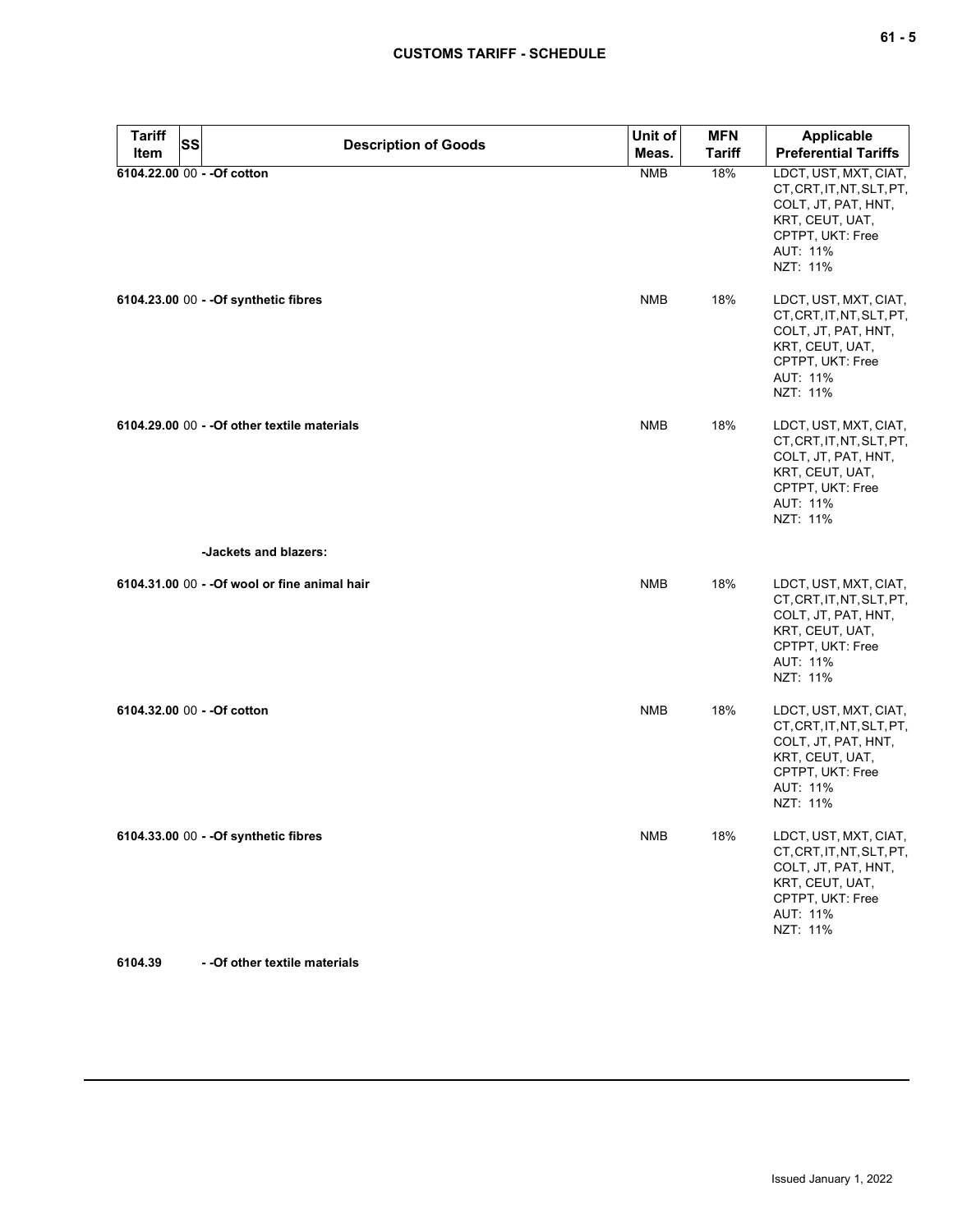| Tariff Item | SS | Description of Goods | Unit of Meas. | MFN Tariff | Applicable Preferential Tariffs |
|---|---|---|---|---|---|
| 6104.22.00 | 00 | - -Of cotton | NMB | 18% | LDCT, UST, MXT, CIAT, CT, CRT, IT, NT, SLT, PT, COLT, JT, PAT, HNT, KRT, CEUT, UAT, CPTPT, UKT: Free<br>AUT: 11%<br>NZT: 11% |
| 6104.23.00 | 00 | - -Of synthetic fibres | NMB | 18% | LDCT, UST, MXT, CIAT, CT, CRT, IT, NT, SLT, PT, COLT, JT, PAT, HNT, KRT, CEUT, UAT, CPTPT, UKT: Free<br>AUT: 11%<br>NZT: 11% |
| 6104.29.00 | 00 | - -Of other textile materials | NMB | 18% | LDCT, UST, MXT, CIAT, CT, CRT, IT, NT, SLT, PT, COLT, JT, PAT, HNT, KRT, CEUT, UAT, CPTPT, UKT: Free<br>AUT: 11%<br>NZT: 11% |
| | | -Jackets and blazers: | | | |
| 6104.31.00 | 00 | - -Of wool or fine animal hair | NMB | 18% | LDCT, UST, MXT, CIAT, CT, CRT, IT, NT, SLT, PT, COLT, JT, PAT, HNT, KRT, CEUT, UAT, CPTPT, UKT: Free<br>AUT: 11%<br>NZT: 11% |
| 6104.32.00 | 00 | - -Of cotton | NMB | 18% | LDCT, UST, MXT, CIAT, CT, CRT, IT, NT, SLT, PT, COLT, JT, PAT, HNT, KRT, CEUT, UAT, CPTPT, UKT: Free<br>AUT: 11%<br>NZT: 11% |
| 6104.33.00 | 00 | - -Of synthetic fibres | NMB | 18% | LDCT, UST, MXT, CIAT, CT, CRT, IT, NT, SLT, PT, COLT, JT, PAT, HNT, KRT, CEUT, UAT, CPTPT, UKT: Free<br>AUT: 11%<br>NZT: 11% |
| 6104.39 | | - -Of other textile materials | | | |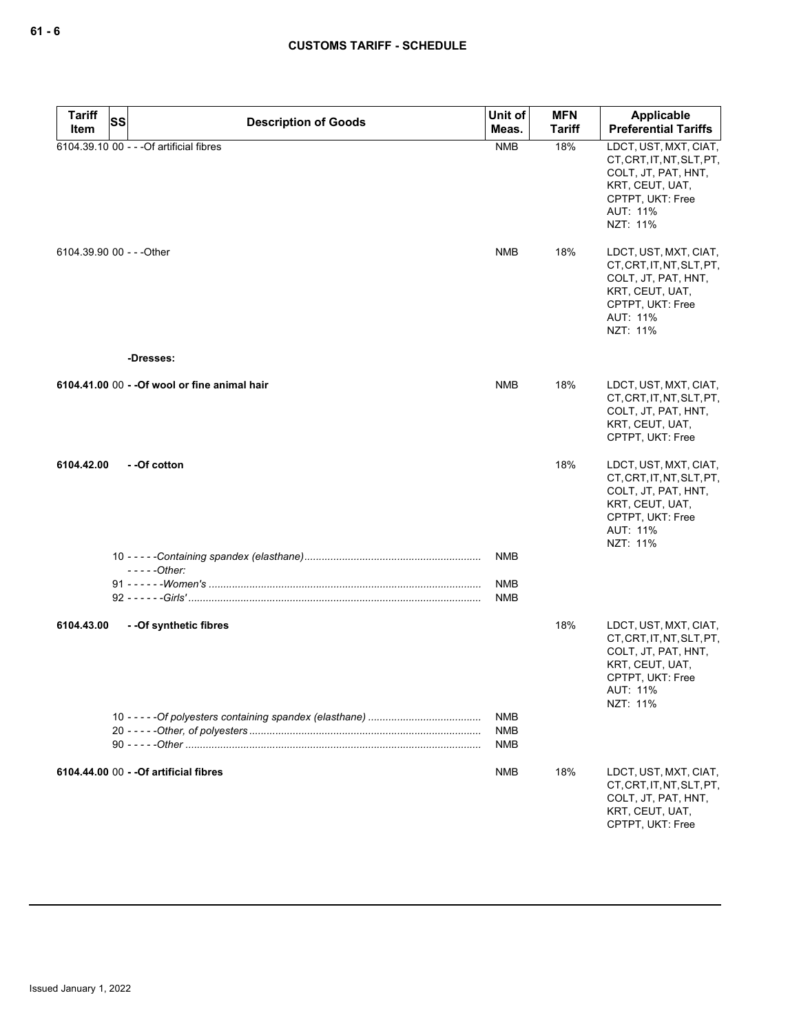| Tariff Item | SS | Description of Goods | Unit of Meas. | MFN Tariff | Applicable Preferential Tariffs |
|---|---|---|---|---|---|
| 6104.39.10 | 00 | - - -Of artificial fibres | NMB | 18% | LDCT, UST, MXT, CIAT, CT, CRT, IT, NT, SLT, PT, COLT, JT, PAT, HNT, KRT, CEUT, UAT, CPTPT, UKT: Free<br>AUT: 11%<br>NZT: 11% |
| 6104.39.90 | 00 | - - -Other | NMB | 18% | LDCT, UST, MXT, CIAT, CT, CRT, IT, NT, SLT, PT, COLT, JT, PAT, HNT, KRT, CEUT, UAT, CPTPT, UKT: Free<br>AUT: 11%<br>NZT: 11% |
| | | **-Dresses:** | | | |
| **6104.41.00** | 00 | **- -Of wool or fine animal hair** | NMB | 18% | LDCT, UST, MXT, CIAT, CT, CRT, IT, NT, SLT, PT, COLT, JT, PAT, HNT, KRT, CEUT, UAT, CPTPT, UKT: Free |
| **6104.42.00** | | **- -Of cotton** | | 18% | LDCT, UST, MXT, CIAT, CT, CRT, IT, NT, SLT, PT, COLT, JT, PAT, HNT, KRT, CEUT, UAT, CPTPT, UKT: Free<br>AUT: 11%<br>NZT: 11% |
| | 10 | - - - - -*Containing spandex (elasthane)* | NMB | | |
| | | - - - - -*Other:* | | | |
| | 91 | - - - - - -*Women's* | NMB | | |
| | 92 | - - - - - -*Girls'* | NMB | | |
| **6104.43.00** | | **- -Of synthetic fibres** | | 18% | LDCT, UST, MXT, CIAT, CT, CRT, IT, NT, SLT, PT, COLT, JT, PAT, HNT, KRT, CEUT, UAT, CPTPT, UKT: Free<br>AUT: 11%<br>NZT: 11% |
| | 10 | - - - - -*Of polyesters containing spandex (elasthane)* | NMB | | |
| | 20 | - - - - -*Other, of polyesters* | NMB | | |
| | 90 | - - - - -*Other* | NMB | | |
| **6104.44.00** | 00 | **- -Of artificial fibres** | NMB | 18% | LDCT, UST, MXT, CIAT, CT, CRT, IT, NT, SLT, PT, COLT, JT, PAT, HNT, KRT, CEUT, UAT, CPTPT, UKT: Free |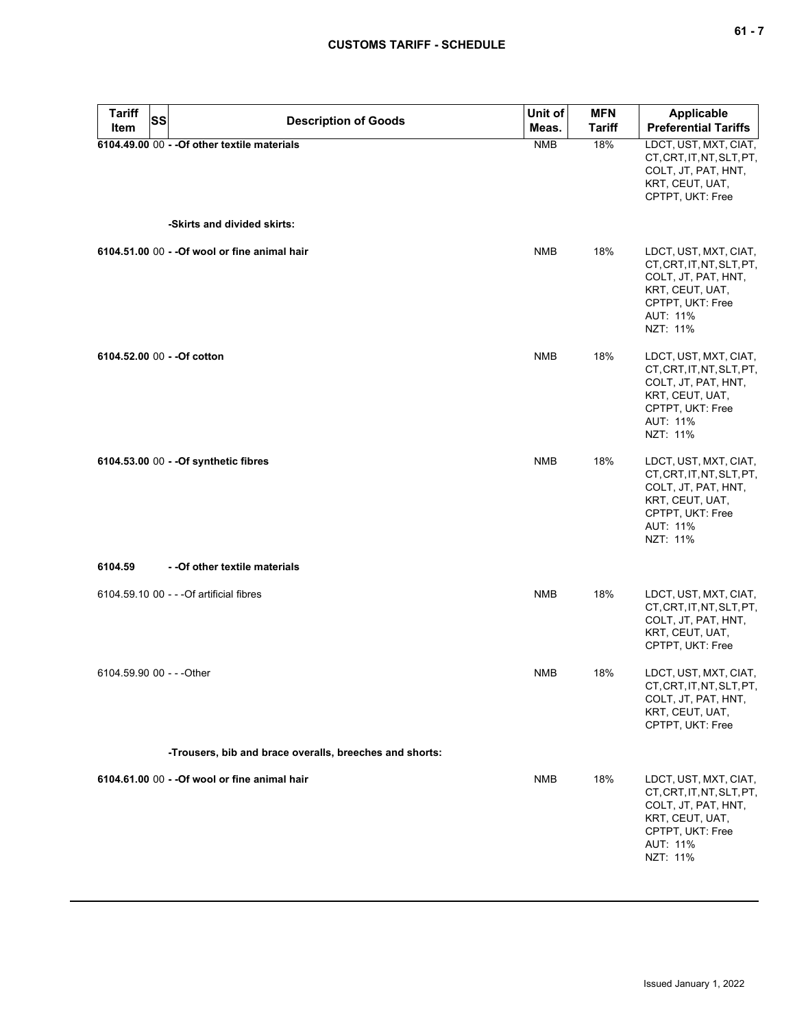| Tariff Item | SS | Description of Goods | Unit of Meas. | MFN Tariff | Applicable Preferential Tariffs |
|---|---|---|---|---|---|
| **6104.49.00** | 00 | **- -Of other textile materials** | NMB | 18% | LDCT, UST, MXT, CIAT, CT, CRT, IT, NT, SLT, PT, COLT, JT, PAT, HNT, KRT, CEUT, UAT, CPTPT, UKT: Free |
| | | **-Skirts and divided skirts:** | | | |
| **6104.51.00** | 00 | **- -Of wool or fine animal hair** | NMB | 18% | LDCT, UST, MXT, CIAT, CT, CRT, IT, NT, SLT, PT, COLT, JT, PAT, HNT, KRT, CEUT, UAT, CPTPT, UKT: Free<br>AUT: 11%<br>NZT: 11% |
| **6104.52.00** | 00 | **- -Of cotton** | NMB | 18% | LDCT, UST, MXT, CIAT, CT, CRT, IT, NT, SLT, PT, COLT, JT, PAT, HNT, KRT, CEUT, UAT, CPTPT, UKT: Free<br>AUT: 11%<br>NZT: 11% |
| **6104.53.00** | 00 | **- -Of synthetic fibres** | NMB | 18% | LDCT, UST, MXT, CIAT, CT, CRT, IT, NT, SLT, PT, COLT, JT, PAT, HNT, KRT, CEUT, UAT, CPTPT, UKT: Free<br>AUT: 11%<br>NZT: 11% |
| **6104.59** | | **- -Of other textile materials** | | | |
| 6104.59.10 | 00 | - - -Of artificial fibres | NMB | 18% | LDCT, UST, MXT, CIAT, CT, CRT, IT, NT, SLT, PT, COLT, JT, PAT, HNT, KRT, CEUT, UAT, CPTPT, UKT: Free |
| 6104.59.90 | 00 | - - -Other | NMB | 18% | LDCT, UST, MXT, CIAT, CT, CRT, IT, NT, SLT, PT, COLT, JT, PAT, HNT, KRT, CEUT, UAT, CPTPT, UKT: Free |
| | | **-Trousers, bib and brace overalls, breeches and shorts:** | | | |
| **6104.61.00** | 00 | **- -Of wool or fine animal hair** | NMB | 18% | LDCT, UST, MXT, CIAT, CT, CRT, IT, NT, SLT, PT, COLT, JT, PAT, HNT, KRT, CEUT, UAT, CPTPT, UKT: Free<br>AUT: 11%<br>NZT: 11% |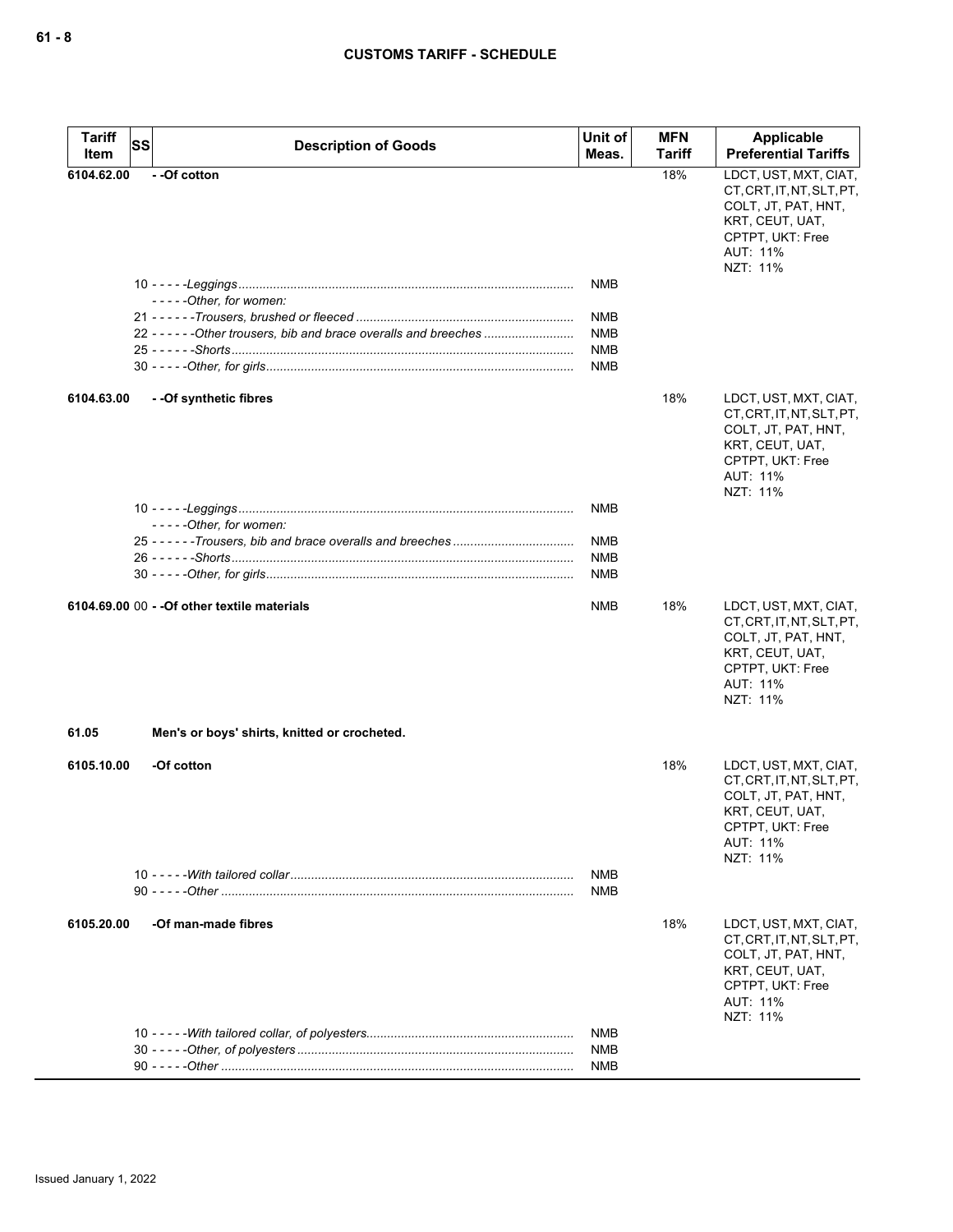| Tariff Item | SS | Description of Goods | Unit of Meas. | MFN Tariff | Applicable Preferential Tariffs |
|---|---|---|---|---|---|
| 6104.62.00 | | - -Of cotton | | 18% | LDCT, UST, MXT, CIAT, CT, CRT, IT, NT, SLT, PT, COLT, JT, PAT, HNT, KRT, CEUT, UAT, CPTPT, UKT: Free<br>AUT: 11%<br>NZT: 11% |
| | 10 | - - - - -*Leggings* | NMB | | |
| | | - - - - -*Other, for women:* | | | |
| | 21 | - - - - - -*Trousers, brushed or fleeced* | NMB | | |
| | 22 | - - - - - -*Other trousers, bib and brace overalls and breeches* | NMB | | |
| | 25 | - - - - - -*Shorts* | NMB | | |
| | 30 | - - - - -*Other, for girls* | NMB | | |
| 6104.63.00 | | - -Of synthetic fibres | | 18% | LDCT, UST, MXT, CIAT, CT, CRT, IT, NT, SLT, PT, COLT, JT, PAT, HNT, KRT, CEUT, UAT, CPTPT, UKT: Free<br>AUT: 11%<br>NZT: 11% |
| | 10 | - - - - -*Leggings* | NMB | | |
| | | - - - - -*Other, for women:* | | | |
| | 25 | - - - - - -*Trousers, bib and brace overalls and breeches* | NMB | | |
| | 26 | - - - - - -*Shorts* | NMB | | |
| | 30 | - - - - -*Other, for girls* | NMB | | |
| 6104.69.00 | 00 | - -Of other textile materials | NMB | 18% | LDCT, UST, MXT, CIAT, CT, CRT, IT, NT, SLT, PT, COLT, JT, PAT, HNT, KRT, CEUT, UAT, CPTPT, UKT: Free<br>AUT: 11%<br>NZT: 11% |
| 61.05 | | Men's or boys' shirts, knitted or crocheted. | | | |
| 6105.10.00 | | -Of cotton | | 18% | LDCT, UST, MXT, CIAT, CT, CRT, IT, NT, SLT, PT, COLT, JT, PAT, HNT, KRT, CEUT, UAT, CPTPT, UKT: Free<br>AUT: 11%<br>NZT: 11% |
| | 10 | - - - - -*With tailored collar* | NMB | | |
| | 90 | - - - - -*Other* | NMB | | |
| 6105.20.00 | | -Of man-made fibres | | 18% | LDCT, UST, MXT, CIAT, CT, CRT, IT, NT, SLT, PT, COLT, JT, PAT, HNT, KRT, CEUT, UAT, CPTPT, UKT: Free<br>AUT: 11%<br>NZT: 11% |
| | 10 | - - - - -*With tailored collar, of polyesters* | NMB | | |
| | 30 | - - - - -*Other, of polyesters* | NMB | | |
| | 90 | - - - - -*Other* | NMB | | |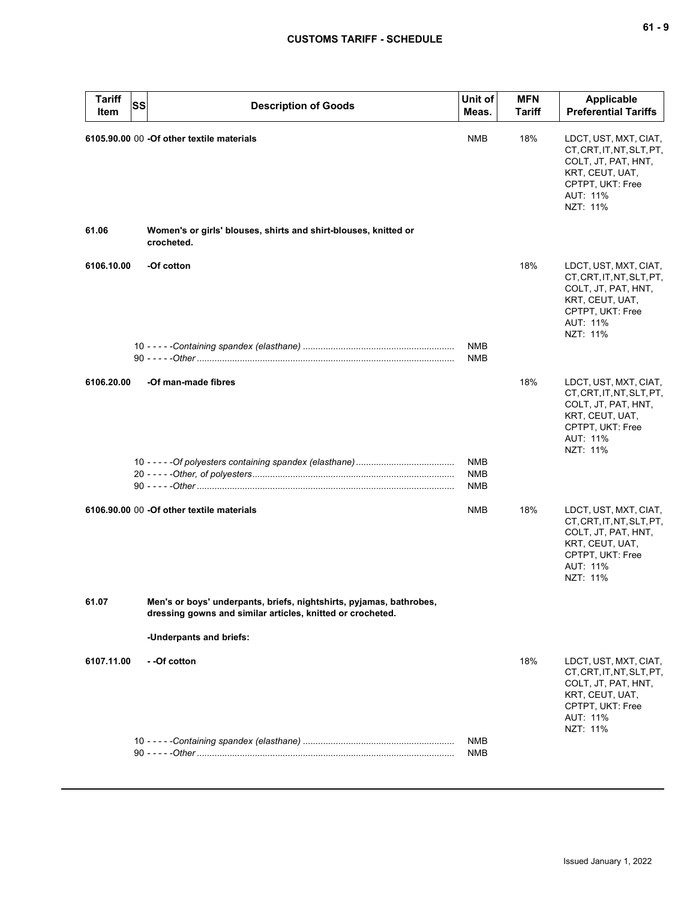| Tariff Item | SS | Description of Goods | Unit of Meas. | MFN Tariff | Applicable Preferential Tariffs |
|---|---|---|---|---|---|
| 6105.90.00 | 00 | **-Of other textile materials** | NMB | 18% | LDCT, UST, MXT, CIAT, CT, CRT, IT, NT, SLT, PT, COLT, JT, PAT, HNT, KRT, CEUT, UAT, CPTPT, UKT: Free<br>AUT: 11%<br>NZT: 11% |
| **61.06** | | **Women's or girls' blouses, shirts and shirt-blouses, knitted or crocheted.** | | | |
| **6106.10.00** | | **-Of cotton** | | 18% | LDCT, UST, MXT, CIAT, CT, CRT, IT, NT, SLT, PT, COLT, JT, PAT, HNT, KRT, CEUT, UAT, CPTPT, UKT: Free<br>AUT: 11%<br>NZT: 11% |
| | 10 | - - - - -*Containing spandex (elasthane)* | NMB | | |
| | 90 | - - - - -*Other* | NMB | | |
| **6106.20.00** | | **-Of man-made fibres** | | 18% | LDCT, UST, MXT, CIAT, CT, CRT, IT, NT, SLT, PT, COLT, JT, PAT, HNT, KRT, CEUT, UAT, CPTPT, UKT: Free<br>AUT: 11%<br>NZT: 11% |
| | 10 | - - - - -*Of polyesters containing spandex (elasthane)* | NMB | | |
| | 20 | - - - - -*Other, of polyesters* | NMB | | |
| | 90 | - - - - -*Other* | NMB | | |
| 6106.90.00 | 00 | **-Of other textile materials** | NMB | 18% | LDCT, UST, MXT, CIAT, CT, CRT, IT, NT, SLT, PT, COLT, JT, PAT, HNT, KRT, CEUT, UAT, CPTPT, UKT: Free<br>AUT: 11%<br>NZT: 11% |
| **61.07** | | **Men's or boys' underpants, briefs, nightshirts, pyjamas, bathrobes, dressing gowns and similar articles, knitted or crocheted.** | | | |
| | | **-Underpants and briefs:** | | | |
| **6107.11.00** | | **- -Of cotton** | | 18% | LDCT, UST, MXT, CIAT, CT, CRT, IT, NT, SLT, PT, COLT, JT, PAT, HNT, KRT, CEUT, UAT, CPTPT, UKT: Free<br>AUT: 11%<br>NZT: 11% |
| | 10 | - - - - -*Containing spandex (elasthane)* | NMB | | |
| | 90 | - - - - -*Other* | NMB | | |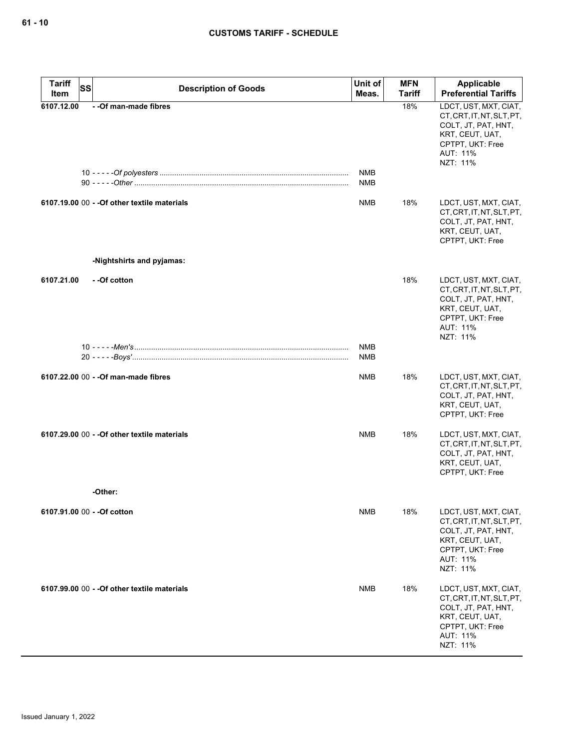## CUSTOMS TARIFF - SCHEDULE

| Tariff Item | SS | Description of Goods | Unit of Meas. | MFN Tariff | Applicable Preferential Tariffs |
|---|---|---|---|---|---|
| 6107.12.00 | | - -Of man-made fibres | | 18% | LDCT, UST, MXT, CIAT, CT, CRT, IT, NT, SLT, PT, COLT, JT, PAT, HNT, KRT, CEUT, UAT, CPTPT, UKT: Free<br>AUT: 11%<br>NZT: 11% |
| | 10 | - - - - -*Of polyesters* | NMB | | |
| | 90 | - - - - -*Other* | NMB | | |
| 6107.19.00 | 00 | - -Of other textile materials | NMB | 18% | LDCT, UST, MXT, CIAT, CT, CRT, IT, NT, SLT, PT, COLT, JT, PAT, HNT, KRT, CEUT, UAT, CPTPT, UKT: Free |
| | | -Nightshirts and pyjamas: | | | |
| 6107.21.00 | | - -Of cotton | | 18% | LDCT, UST, MXT, CIAT, CT, CRT, IT, NT, SLT, PT, COLT, JT, PAT, HNT, KRT, CEUT, UAT, CPTPT, UKT: Free<br>AUT: 11%<br>NZT: 11% |
| | 10 | - - - - -*Men's* | NMB | | |
| | 20 | - - - - -*Boys'* | NMB | | |
| 6107.22.00 | 00 | - -Of man-made fibres | NMB | 18% | LDCT, UST, MXT, CIAT, CT, CRT, IT, NT, SLT, PT, COLT, JT, PAT, HNT, KRT, CEUT, UAT, CPTPT, UKT: Free |
| 6107.29.00 | 00 | - -Of other textile materials | NMB | 18% | LDCT, UST, MXT, CIAT, CT, CRT, IT, NT, SLT, PT, COLT, JT, PAT, HNT, KRT, CEUT, UAT, CPTPT, UKT: Free |
| | | -Other: | | | |
| 6107.91.00 | 00 | - -Of cotton | NMB | 18% | LDCT, UST, MXT, CIAT, CT, CRT, IT, NT, SLT, PT, COLT, JT, PAT, HNT, KRT, CEUT, UAT, CPTPT, UKT: Free<br>AUT: 11%<br>NZT: 11% |
| 6107.99.00 | 00 | - -Of other textile materials | NMB | 18% | LDCT, UST, MXT, CIAT, CT, CRT, IT, NT, SLT, PT, COLT, JT, PAT, HNT, KRT, CEUT, UAT, CPTPT, UKT: Free<br>AUT: 11%<br>NZT: 11% |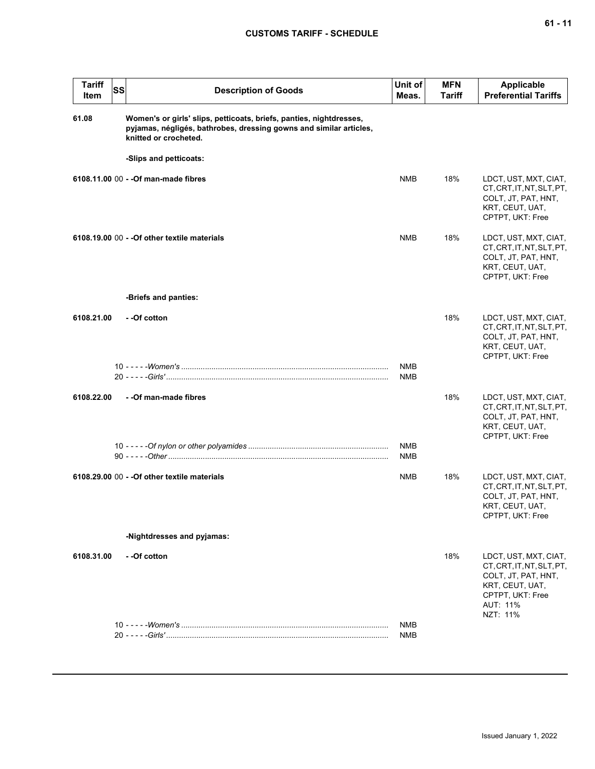| Tariff Item | SS | Description of Goods | Unit of Meas. | MFN Tariff | Applicable Preferential Tariffs |
|---|---|---|---|---|---|
| 61.08 | | **Women's or girls' slips, petticoats, briefs, panties, nightdresses, pyjamas, négligés, bathrobes, dressing gowns and similar articles, knitted or crocheted.** | | | |
| | | **-Slips and petticoats:** | | | |
| **6108.11.00** | 00 | **- -Of man-made fibres** | NMB | 18% | LDCT, UST, MXT, CIAT, CT, CRT, IT, NT, SLT, PT, COLT, JT, PAT, HNT, KRT, CEUT, UAT, CPTPT, UKT: Free |
| **6108.19.00** | 00 | **- -Of other textile materials** | NMB | 18% | LDCT, UST, MXT, CIAT, CT, CRT, IT, NT, SLT, PT, COLT, JT, PAT, HNT, KRT, CEUT, UAT, CPTPT, UKT: Free |
| | | **-Briefs and panties:** | | | |
| **6108.21.00** | | **- -Of cotton** | | 18% | LDCT, UST, MXT, CIAT, CT, CRT, IT, NT, SLT, PT, COLT, JT, PAT, HNT, KRT, CEUT, UAT, CPTPT, UKT: Free |
| | 10 | - - - - -*Women's* | NMB | | |
| | 20 | - - - - -*Girls'* | NMB | | |
| **6108.22.00** | | **- -Of man-made fibres** | | 18% | LDCT, UST, MXT, CIAT, CT, CRT, IT, NT, SLT, PT, COLT, JT, PAT, HNT, KRT, CEUT, UAT, CPTPT, UKT: Free |
| | 10 | - - - - -*Of nylon or other polyamides* | NMB | | |
| | 90 | - - - - -*Other* | NMB | | |
| **6108.29.00** | 00 | **- -Of other textile materials** | NMB | 18% | LDCT, UST, MXT, CIAT, CT, CRT, IT, NT, SLT, PT, COLT, JT, PAT, HNT, KRT, CEUT, UAT, CPTPT, UKT: Free |
| | | **-Nightdresses and pyjamas:** | | | |
| **6108.31.00** | | **- -Of cotton** | | 18% | LDCT, UST, MXT, CIAT, CT, CRT, IT, NT, SLT, PT, COLT, JT, PAT, HNT, KRT, CEUT, UAT, CPTPT, UKT: Free<br>AUT: 11%<br>NZT: 11% |
| | 10 | - - - - -*Women's* | NMB | | |
| | 20 | - - - - -*Girls'* | NMB | | |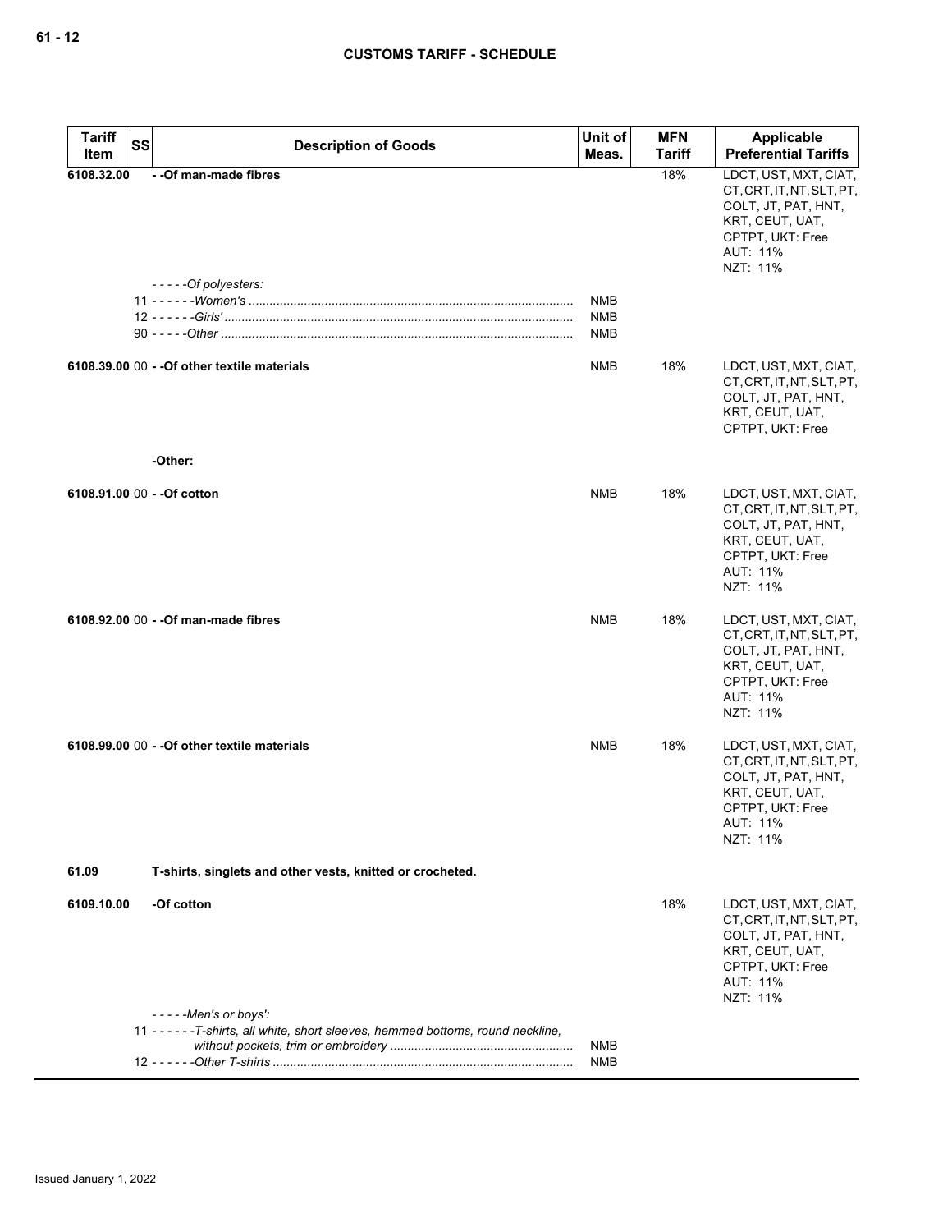| Tariff Item | SS | Description of Goods | Unit of Meas. | MFN Tariff | Applicable Preferential Tariffs |
|---|---|---|---|---|---|
| 6108.32.00 | | - -Of man-made fibres | | 18% | LDCT, UST, MXT, CIAT, CT, CRT, IT, NT, SLT, PT, COLT, JT, PAT, HNT, KRT, CEUT, UAT, CPTPT, UKT: Free AUT: 11% NZT: 11% |
| | | - - - - -*Of polyesters:* | | | |
| | 11 | - - - - - -*Women's* | NMB | | |
| | 12 | - - - - - -*Girls'* | NMB | | |
| | 90 | - - - - -*Other* | NMB | | |
| 6108.39.00 | 00 | - -Of other textile materials | NMB | 18% | LDCT, UST, MXT, CIAT, CT, CRT, IT, NT, SLT, PT, COLT, JT, PAT, HNT, KRT, CEUT, UAT, CPTPT, UKT: Free |
| | | -Other: | | | |
| 6108.91.00 | 00 | - -Of cotton | NMB | 18% | LDCT, UST, MXT, CIAT, CT, CRT, IT, NT, SLT, PT, COLT, JT, PAT, HNT, KRT, CEUT, UAT, CPTPT, UKT: Free AUT: 11% NZT: 11% |
| 6108.92.00 | 00 | - -Of man-made fibres | NMB | 18% | LDCT, UST, MXT, CIAT, CT, CRT, IT, NT, SLT, PT, COLT, JT, PAT, HNT, KRT, CEUT, UAT, CPTPT, UKT: Free AUT: 11% NZT: 11% |
| 6108.99.00 | 00 | - -Of other textile materials | NMB | 18% | LDCT, UST, MXT, CIAT, CT, CRT, IT, NT, SLT, PT, COLT, JT, PAT, HNT, KRT, CEUT, UAT, CPTPT, UKT: Free AUT: 11% NZT: 11% |
| 61.09 | | T-shirts, singlets and other vests, knitted or crocheted. | | | |
| 6109.10.00 | | -Of cotton | | 18% | LDCT, UST, MXT, CIAT, CT, CRT, IT, NT, SLT, PT, COLT, JT, PAT, HNT, KRT, CEUT, UAT, CPTPT, UKT: Free AUT: 11% NZT: 11% |
| | | - - - - -*Men's or boys':* | | | |
| | 11 | - - - - - -*T-shirts, all white, short sleeves, hemmed bottoms, round neckline, without pockets, trim or embroidery* | NMB | | |
| | 12 | - - - - - -*Other T-shirts* | NMB | | |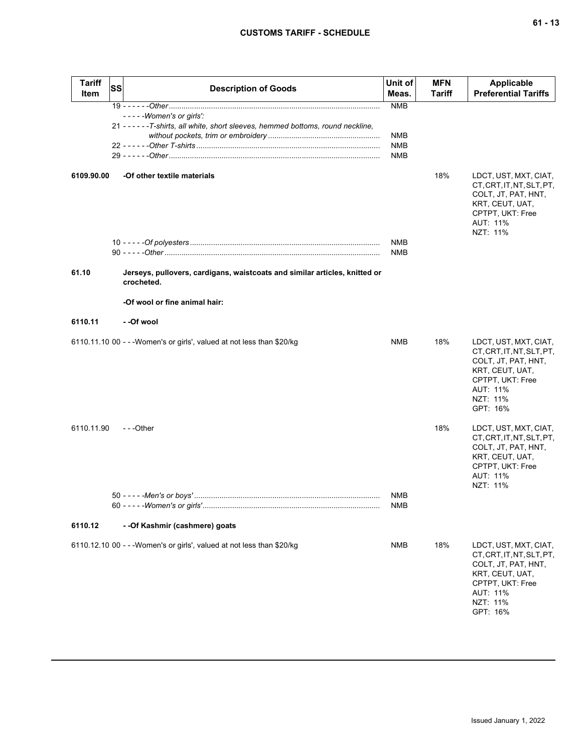| Tariff Item | SS | Description of Goods | Unit of Meas. | MFN Tariff | Applicable Preferential Tariffs |
|---|---|---|---|---|---|
| | | 19 - - - - - -*Other* | NMB | | |
| | | - - - - -*Women's or girls':* | | | |
| | | 21 - - - - - -*T-shirts, all white, short sleeves, hemmed bottoms, round neckline, without pockets, trim or embroidery* | NMB | | |
| | | 22 - - - - - -*Other T-shirts* | NMB | | |
| | | 29 - - - - - -*Other* | NMB | | |
| **6109.90.00** | | **-Of other textile materials** | | 18% | LDCT, UST, MXT, CIAT, CT, CRT, IT, NT, SLT, PT, COLT, JT, PAT, HNT, KRT, CEUT, UAT, CPTPT, UKT: Free<br>AUT: 11%<br>NZT: 11% |
| | | 10 - - - - -*Of polyesters* | NMB | | |
| | | 90 - - - - -*Other* | NMB | | |
| **61.10** | | **Jerseys, pullovers, cardigans, waistcoats and similar articles, knitted or crocheted.** | | | |
| | | **-Of wool or fine animal hair:** | | | |
| **6110.11** | | **- -Of wool** | | | |
| 6110.11.10 | 00 | - - -Women's or girls', valued at not less than $20/kg | NMB | 18% | LDCT, UST, MXT, CIAT, CT, CRT, IT, NT, SLT, PT, COLT, JT, PAT, HNT, KRT, CEUT, UAT, CPTPT, UKT: Free<br>AUT: 11%<br>NZT: 11%<br>GPT: 16% |
| 6110.11.90 | | - - -Other | | 18% | LDCT, UST, MXT, CIAT, CT, CRT, IT, NT, SLT, PT, COLT, JT, PAT, HNT, KRT, CEUT, UAT, CPTPT, UKT: Free<br>AUT: 11%<br>NZT: 11% |
| | | 50 - - - - -*Men's or boys'* | NMB | | |
| | | 60 - - - - -*Women's or girls'* | NMB | | |
| **6110.12** | | **- -Of Kashmir (cashmere) goats** | | | |
| 6110.12.10 | 00 | - - -Women's or girls', valued at not less than $20/kg | NMB | 18% | LDCT, UST, MXT, CIAT, CT, CRT, IT, NT, SLT, PT, COLT, JT, PAT, HNT, KRT, CEUT, UAT, CPTPT, UKT: Free<br>AUT: 11%<br>NZT: 11%<br>GPT: 16% |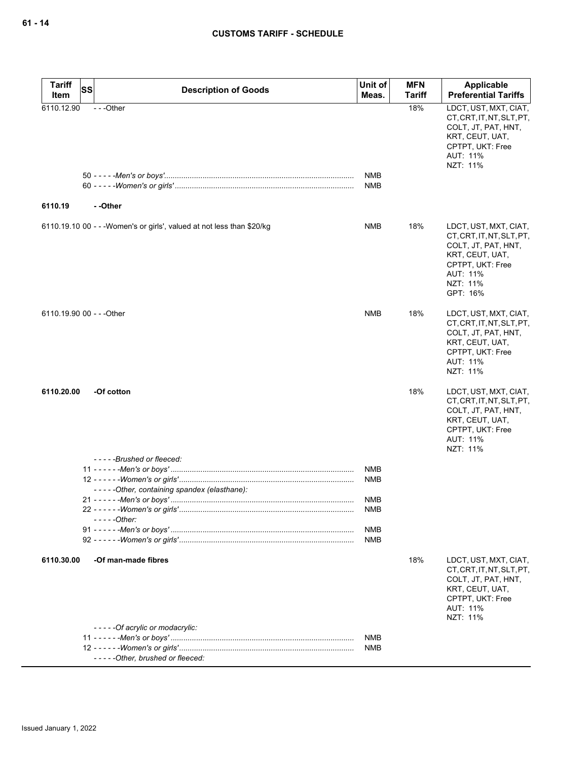| Tariff Item | SS | Description of Goods | Unit of Meas. | MFN Tariff | Applicable Preferential Tariffs |
|---|---|---|---|---|---|
| 6110.12.90 | | - - -Other | | 18% | LDCT, UST, MXT, CIAT, CT, CRT, IT, NT, SLT, PT, COLT, JT, PAT, HNT, KRT, CEUT, UAT, CPTPT, UKT: Free<br>AUT: 11%<br>NZT: 11% |
| | | 50 - - - - -*Men's or boys'* | NMB | | |
| | | 60 - - - - -*Women's or girls'* | NMB | | |
| **6110.19** | | **- -Other** | | | |
| 6110.19.10 | 00 | - - -Women's or girls', valued at not less than $20/kg | NMB | 18% | LDCT, UST, MXT, CIAT, CT, CRT, IT, NT, SLT, PT, COLT, JT, PAT, HNT, KRT, CEUT, UAT, CPTPT, UKT: Free<br>AUT: 11%<br>NZT: 11%<br>GPT: 16% |
| 6110.19.90 | 00 | - - -Other | NMB | 18% | LDCT, UST, MXT, CIAT, CT, CRT, IT, NT, SLT, PT, COLT, JT, PAT, HNT, KRT, CEUT, UAT, CPTPT, UKT: Free<br>AUT: 11%<br>NZT: 11% |
| **6110.20.00** | | **-Of cotton** | | 18% | LDCT, UST, MXT, CIAT, CT, CRT, IT, NT, SLT, PT, COLT, JT, PAT, HNT, KRT, CEUT, UAT, CPTPT, UKT: Free<br>AUT: 11%<br>NZT: 11% |
| | | - - - - -*Brushed or fleeced:* | | | |
| | | 11 - - - - - -*Men's or boys'* | NMB | | |
| | | 12 - - - - - -*Women's or girls'* | NMB | | |
| | | - - - - -*Other, containing spandex (elasthane):* | | | |
| | | 21 - - - - - -*Men's or boys'* | NMB | | |
| | | 22 - - - - - -*Women's or girls'* | NMB | | |
| | | - - - - -*Other:* | | | |
| | | 91 - - - - - -*Men's or boys'* | NMB | | |
| | | 92 - - - - - -*Women's or girls'* | NMB | | |
| **6110.30.00** | | **-Of man-made fibres** | | 18% | LDCT, UST, MXT, CIAT, CT, CRT, IT, NT, SLT, PT, COLT, JT, PAT, HNT, KRT, CEUT, UAT, CPTPT, UKT: Free<br>AUT: 11%<br>NZT: 11% |
| | | - - - - -*Of acrylic or modacrylic:* | | | |
| | | 11 - - - - - -*Men's or boys'* | NMB | | |
| | | 12 - - - - - -*Women's or girls'* | NMB | | |
| | | - - - - -*Other, brushed or fleeced:* | | | |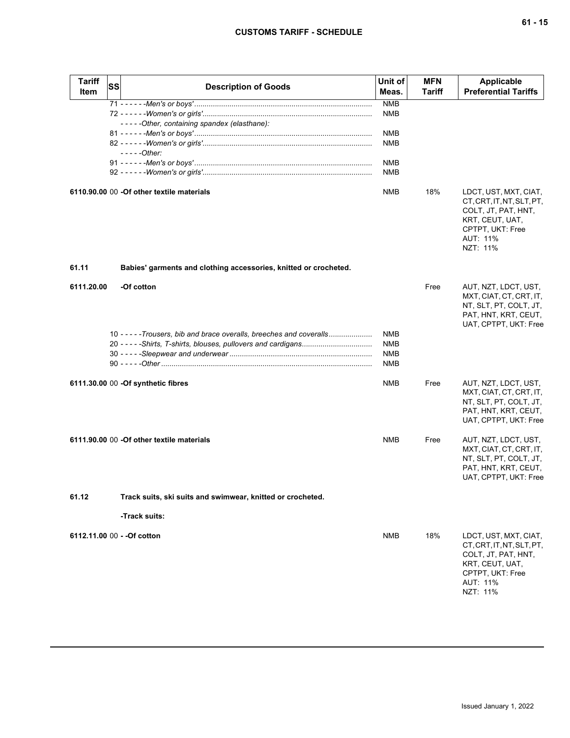| Tariff Item | SS | Description of Goods | Unit of Meas. | MFN Tariff | Applicable Preferential Tariffs |
|---|---|---|---|---|---|
| | 71 | - - - - - -*Men's or boys'* | NMB | | |
| | 72 | - - - - - -*Women's or girls'* | NMB | | |
| | | - - - - -*Other, containing spandex (elasthane):* | | | |
| | 81 | - - - - - -*Men's or boys'* | NMB | | |
| | 82 | - - - - - -*Women's or girls'* | NMB | | |
| | | - - - - -*Other:* | | | |
| | 91 | - - - - - -*Men's or boys'* | NMB | | |
| | 92 | - - - - - -*Women's or girls'* | NMB | | |
| **6110.90.00** | 00 | **-Of other textile materials** | NMB | 18% | LDCT, UST, MXT, CIAT, CT, CRT, IT, NT, SLT, PT, COLT, JT, PAT, HNT, KRT, CEUT, UAT, CPTPT, UKT: Free<br>AUT: 11%<br>NZT: 11% |
| **61.11** | | **Babies' garments and clothing accessories, knitted or crocheted.** | | | |
| **6111.20.00** | | **-Of cotton** | | Free | AUT, NZT, LDCT, UST, MXT, CIAT, CT, CRT, IT, NT, SLT, PT, COLT, JT, PAT, HNT, KRT, CEUT, UAT, CPTPT, UKT: Free |
| | 10 | - - - - -*Trousers, bib and brace overalls, breeches and coveralls* | NMB | | |
| | 20 | - - - - -*Shirts, T-shirts, blouses, pullovers and cardigans* | NMB | | |
| | 30 | - - - - -*Sleepwear and underwear* | NMB | | |
| | 90 | - - - - -*Other* | NMB | | |
| **6111.30.00** | 00 | **-Of synthetic fibres** | NMB | Free | AUT, NZT, LDCT, UST, MXT, CIAT, CT, CRT, IT, NT, SLT, PT, COLT, JT, PAT, HNT, KRT, CEUT, UAT, CPTPT, UKT: Free |
| **6111.90.00** | 00 | **-Of other textile materials** | NMB | Free | AUT, NZT, LDCT, UST, MXT, CIAT, CT, CRT, IT, NT, SLT, PT, COLT, JT, PAT, HNT, KRT, CEUT, UAT, CPTPT, UKT: Free |
| **61.12** | | **Track suits, ski suits and swimwear, knitted or crocheted.** | | | |
| | | **-Track suits:** | | | |
| **6112.11.00** | 00 | **- -Of cotton** | NMB | 18% | LDCT, UST, MXT, CIAT, CT, CRT, IT, NT, SLT, PT, COLT, JT, PAT, HNT, KRT, CEUT, UAT, CPTPT, UKT: Free<br>AUT: 11%<br>NZT: 11% |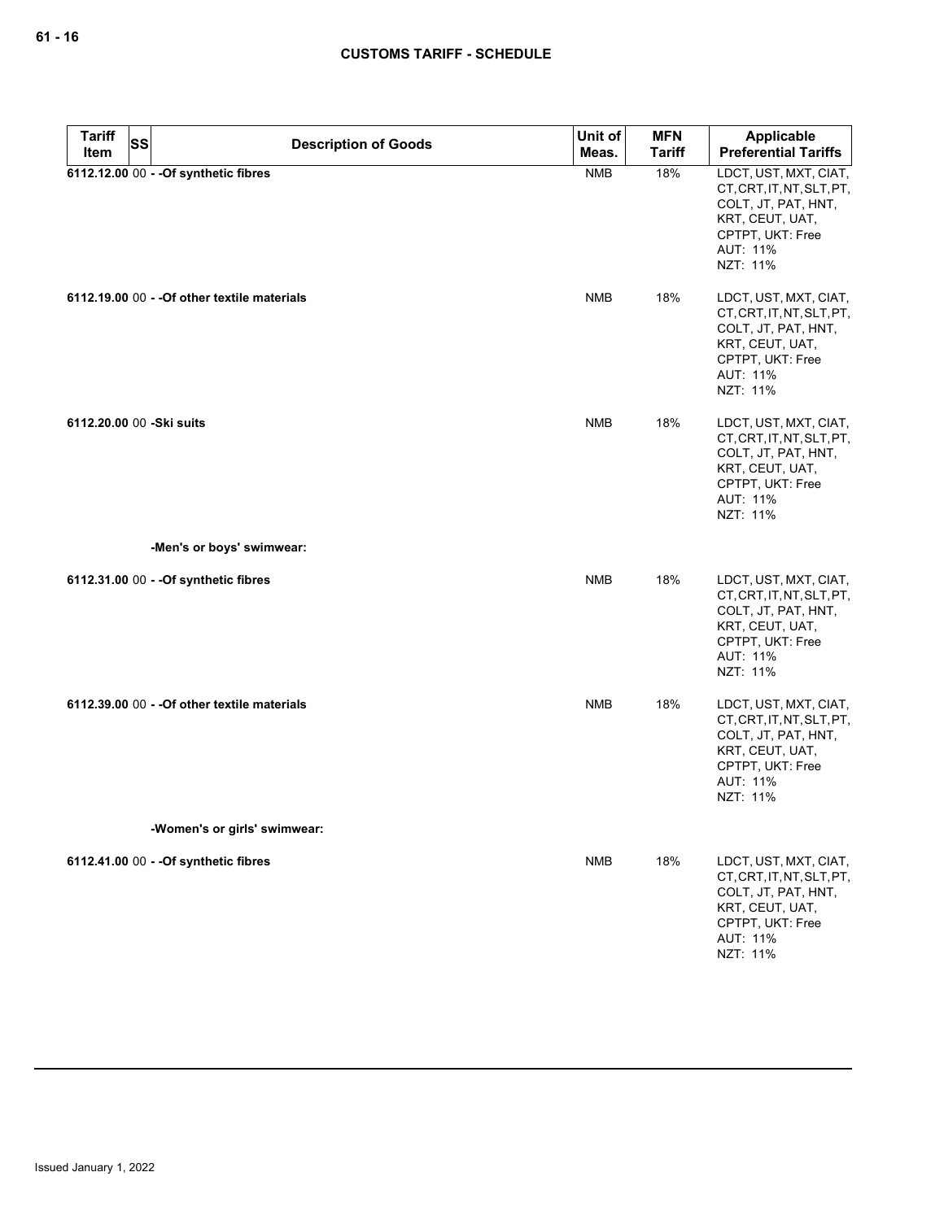| Tariff Item | SS | Description of Goods | Unit of Meas. | MFN Tariff | Applicable Preferential Tariffs |
|---|---|---|---|---|---|
| 6112.12.00 | 00 | - -Of synthetic fibres | NMB | 18% | LDCT, UST, MXT, CIAT, CT, CRT, IT, NT, SLT, PT, COLT, JT, PAT, HNT, KRT, CEUT, UAT, CPTPT, UKT: Free<br>AUT: 11%<br>NZT: 11% |
| 6112.19.00 | 00 | - -Of other textile materials | NMB | 18% | LDCT, UST, MXT, CIAT, CT, CRT, IT, NT, SLT, PT, COLT, JT, PAT, HNT, KRT, CEUT, UAT, CPTPT, UKT: Free<br>AUT: 11%<br>NZT: 11% |
| 6112.20.00 | 00 | -Ski suits | NMB | 18% | LDCT, UST, MXT, CIAT, CT, CRT, IT, NT, SLT, PT, COLT, JT, PAT, HNT, KRT, CEUT, UAT, CPTPT, UKT: Free<br>AUT: 11%<br>NZT: 11% |
| | | -Men's or boys' swimwear: | | | |
| 6112.31.00 | 00 | - -Of synthetic fibres | NMB | 18% | LDCT, UST, MXT, CIAT, CT, CRT, IT, NT, SLT, PT, COLT, JT, PAT, HNT, KRT, CEUT, UAT, CPTPT, UKT: Free<br>AUT: 11%<br>NZT: 11% |
| 6112.39.00 | 00 | - -Of other textile materials | NMB | 18% | LDCT, UST, MXT, CIAT, CT, CRT, IT, NT, SLT, PT, COLT, JT, PAT, HNT, KRT, CEUT, UAT, CPTPT, UKT: Free<br>AUT: 11%<br>NZT: 11% |
| | | -Women's or girls' swimwear: | | | |
| 6112.41.00 | 00 | - -Of synthetic fibres | NMB | 18% | LDCT, UST, MXT, CIAT, CT, CRT, IT, NT, SLT, PT, COLT, JT, PAT, HNT, KRT, CEUT, UAT, CPTPT, UKT: Free<br>AUT: 11%<br>NZT: 11% |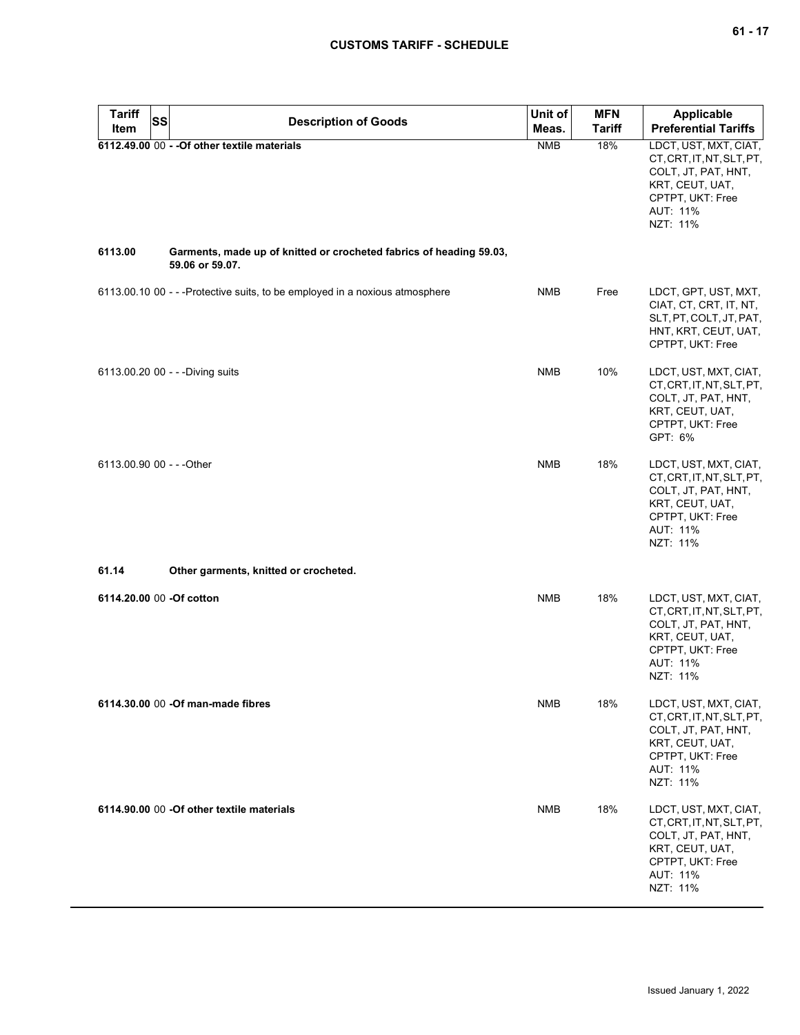| Tariff Item | SS | Description of Goods | Unit of Meas. | MFN Tariff | Applicable Preferential Tariffs |
|---|---|---|---|---|---|
| **6112.49.00** | 00 | **- -Of other textile materials** | NMB | 18% | LDCT, UST, MXT, CIAT, CT, CRT, IT, NT, SLT, PT, COLT, JT, PAT, HNT, KRT, CEUT, UAT, CPTPT, UKT: Free<br>AUT: 11%<br>NZT: 11% |
| **6113.00** | | **Garments, made up of knitted or crocheted fabrics of heading 59.03, 59.06 or 59.07.** | | | |
| 6113.00.10 | 00 | - - -Protective suits, to be employed in a noxious atmosphere | NMB | Free | LDCT, GPT, UST, MXT, CIAT, CT, CRT, IT, NT, SLT, PT, COLT, JT, PAT, HNT, KRT, CEUT, UAT, CPTPT, UKT: Free |
| 6113.00.20 | 00 | - - -Diving suits | NMB | 10% | LDCT, UST, MXT, CIAT, CT, CRT, IT, NT, SLT, PT, COLT, JT, PAT, HNT, KRT, CEUT, UAT, CPTPT, UKT: Free<br>GPT: 6% |
| 6113.00.90 | 00 | - - -Other | NMB | 18% | LDCT, UST, MXT, CIAT, CT, CRT, IT, NT, SLT, PT, COLT, JT, PAT, HNT, KRT, CEUT, UAT, CPTPT, UKT: Free<br>AUT: 11%<br>NZT: 11% |
| **61.14** | | **Other garments, knitted or crocheted.** | | | |
| **6114.20.00** | 00 | **-Of cotton** | NMB | 18% | LDCT, UST, MXT, CIAT, CT, CRT, IT, NT, SLT, PT, COLT, JT, PAT, HNT, KRT, CEUT, UAT, CPTPT, UKT: Free<br>AUT: 11%<br>NZT: 11% |
| **6114.30.00** | 00 | **-Of man-made fibres** | NMB | 18% | LDCT, UST, MXT, CIAT, CT, CRT, IT, NT, SLT, PT, COLT, JT, PAT, HNT, KRT, CEUT, UAT, CPTPT, UKT: Free<br>AUT: 11%<br>NZT: 11% |
| **6114.90.00** | 00 | **-Of other textile materials** | NMB | 18% | LDCT, UST, MXT, CIAT, CT, CRT, IT, NT, SLT, PT, COLT, JT, PAT, HNT, KRT, CEUT, UAT, CPTPT, UKT: Free<br>AUT: 11%<br>NZT: 11% |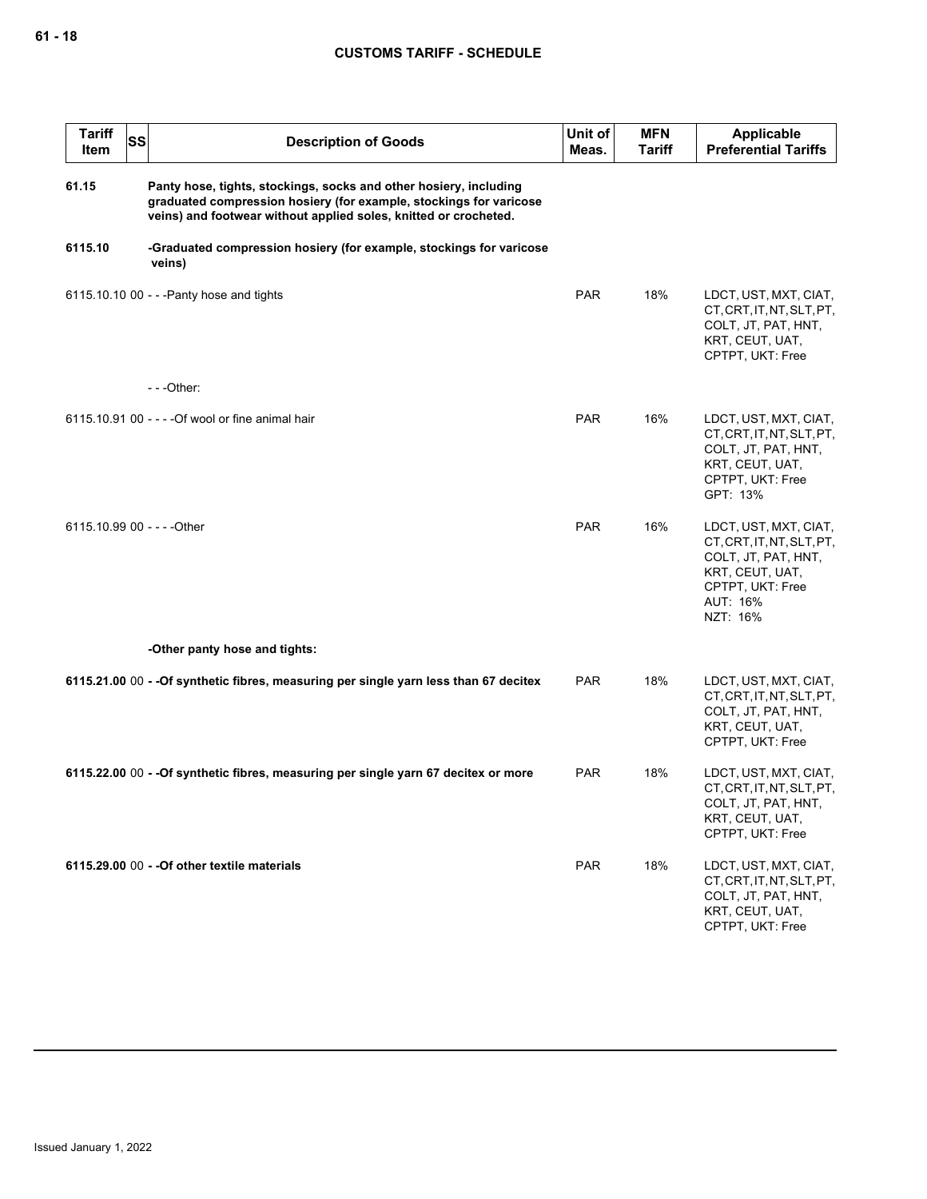| Tariff Item | SS | Description of Goods | Unit of Meas. | MFN Tariff | Applicable Preferential Tariffs |
|---|---|---|---|---|---|
| **61.15** | | **Panty hose, tights, stockings, socks and other hosiery, including graduated compression hosiery (for example, stockings for varicose veins) and footwear without applied soles, knitted or crocheted.** | | | |
| **6115.10** | | **-Graduated compression hosiery (for example, stockings for varicose veins)** | | | |
| 6115.10.10 | 00 | - - -Panty hose and tights | PAR | 18% | LDCT, UST, MXT, CIAT, CT, CRT, IT, NT, SLT, PT, COLT, JT, PAT, HNT, KRT, CEUT, UAT, CPTPT, UKT: Free |
| | | - - -Other: | | | |
| 6115.10.91 | 00 | - - - -Of wool or fine animal hair | PAR | 16% | LDCT, UST, MXT, CIAT, CT, CRT, IT, NT, SLT, PT, COLT, JT, PAT, HNT, KRT, CEUT, UAT, CPTPT, UKT: Free<br>GPT: 13% |
| 6115.10.99 | 00 | - - - -Other | PAR | 16% | LDCT, UST, MXT, CIAT, CT, CRT, IT, NT, SLT, PT, COLT, JT, PAT, HNT, KRT, CEUT, UAT, CPTPT, UKT: Free<br>AUT: 16%<br>NZT: 16% |
| | | **-Other panty hose and tights:** | | | |
| **6115.21.00** | 00 | **- -Of synthetic fibres, measuring per single yarn less than 67 decitex** | PAR | 18% | LDCT, UST, MXT, CIAT, CT, CRT, IT, NT, SLT, PT, COLT, JT, PAT, HNT, KRT, CEUT, UAT, CPTPT, UKT: Free |
| **6115.22.00** | 00 | **- -Of synthetic fibres, measuring per single yarn 67 decitex or more** | PAR | 18% | LDCT, UST, MXT, CIAT, CT, CRT, IT, NT, SLT, PT, COLT, JT, PAT, HNT, KRT, CEUT, UAT, CPTPT, UKT: Free |
| **6115.29.00** | 00 | **- -Of other textile materials** | PAR | 18% | LDCT, UST, MXT, CIAT, CT, CRT, IT, NT, SLT, PT, COLT, JT, PAT, HNT, KRT, CEUT, UAT, CPTPT, UKT: Free |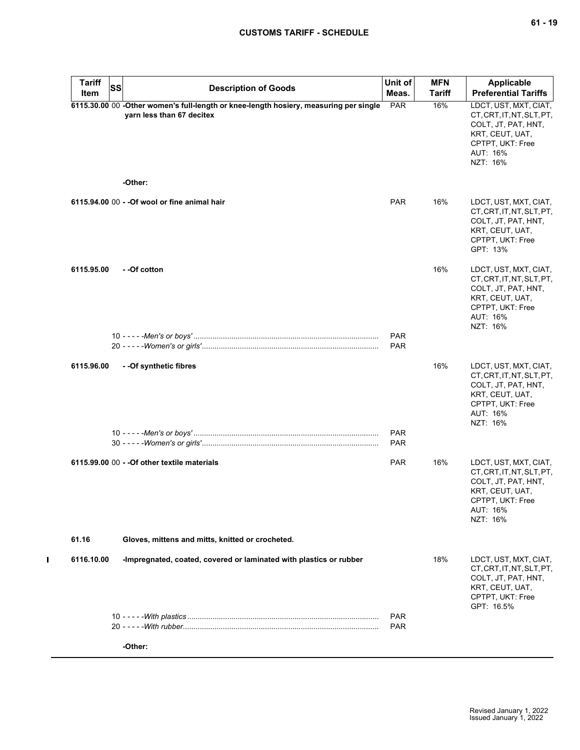| Tariff Item | SS | Description of Goods | Unit of Meas. | MFN Tariff | Applicable Preferential Tariffs |
|---|---|---|---|---|---|
| 6115.30.00 | 00 | **-Other women's full-length or knee-length hosiery, measuring per single yarn less than 67 decitex** | PAR | 16% | LDCT, UST, MXT, CIAT, CT, CRT, IT, NT, SLT, PT, COLT, JT, PAT, HNT, KRT, CEUT, UAT, CPTPT, UKT: Free<br>AUT: 16%<br>NZT: 16% |
| | | **-Other:** | | | |
| 6115.94.00 | 00 | **- -Of wool or fine animal hair** | PAR | 16% | LDCT, UST, MXT, CIAT, CT, CRT, IT, NT, SLT, PT, COLT, JT, PAT, HNT, KRT, CEUT, UAT, CPTPT, UKT: Free<br>GPT: 13% |
| 6115.95.00 | | **- -Of cotton** | | 16% | LDCT, UST, MXT, CIAT, CT, CRT, IT, NT, SLT, PT, COLT, JT, PAT, HNT, KRT, CEUT, UAT, CPTPT, UKT: Free<br>AUT: 16%<br>NZT: 16% |
| | 10 | - - - - -*Men's or boys'* | PAR | | |
| | 20 | - - - - -*Women's or girls'* | PAR | | |
| 6115.96.00 | | **- -Of synthetic fibres** | | 16% | LDCT, UST, MXT, CIAT, CT, CRT, IT, NT, SLT, PT, COLT, JT, PAT, HNT, KRT, CEUT, UAT, CPTPT, UKT: Free<br>AUT: 16%<br>NZT: 16% |
| | 10 | - - - - -*Men's or boys'* | PAR | | |
| | 30 | - - - - -*Women's or girls'* | PAR | | |
| 6115.99.00 | 00 | **- -Of other textile materials** | PAR | 16% | LDCT, UST, MXT, CIAT, CT, CRT, IT, NT, SLT, PT, COLT, JT, PAT, HNT, KRT, CEUT, UAT, CPTPT, UKT: Free<br>AUT: 16%<br>NZT: 16% |
| **61.16** | | **Gloves, mittens and mitts, knitted or crocheted.** | | | |
| 6116.10.00 | | **-Impregnated, coated, covered or laminated with plastics or rubber** | | 18% | LDCT, UST, MXT, CIAT, CT, CRT, IT, NT, SLT, PT, COLT, JT, PAT, HNT, KRT, CEUT, UAT, CPTPT, UKT: Free<br>GPT: 16.5% |
| | 10 | - - - - -*With plastics* | PAR | | |
| | 20 | - - - - -*With rubber* | PAR | | |
| | | **-Other:** | | | |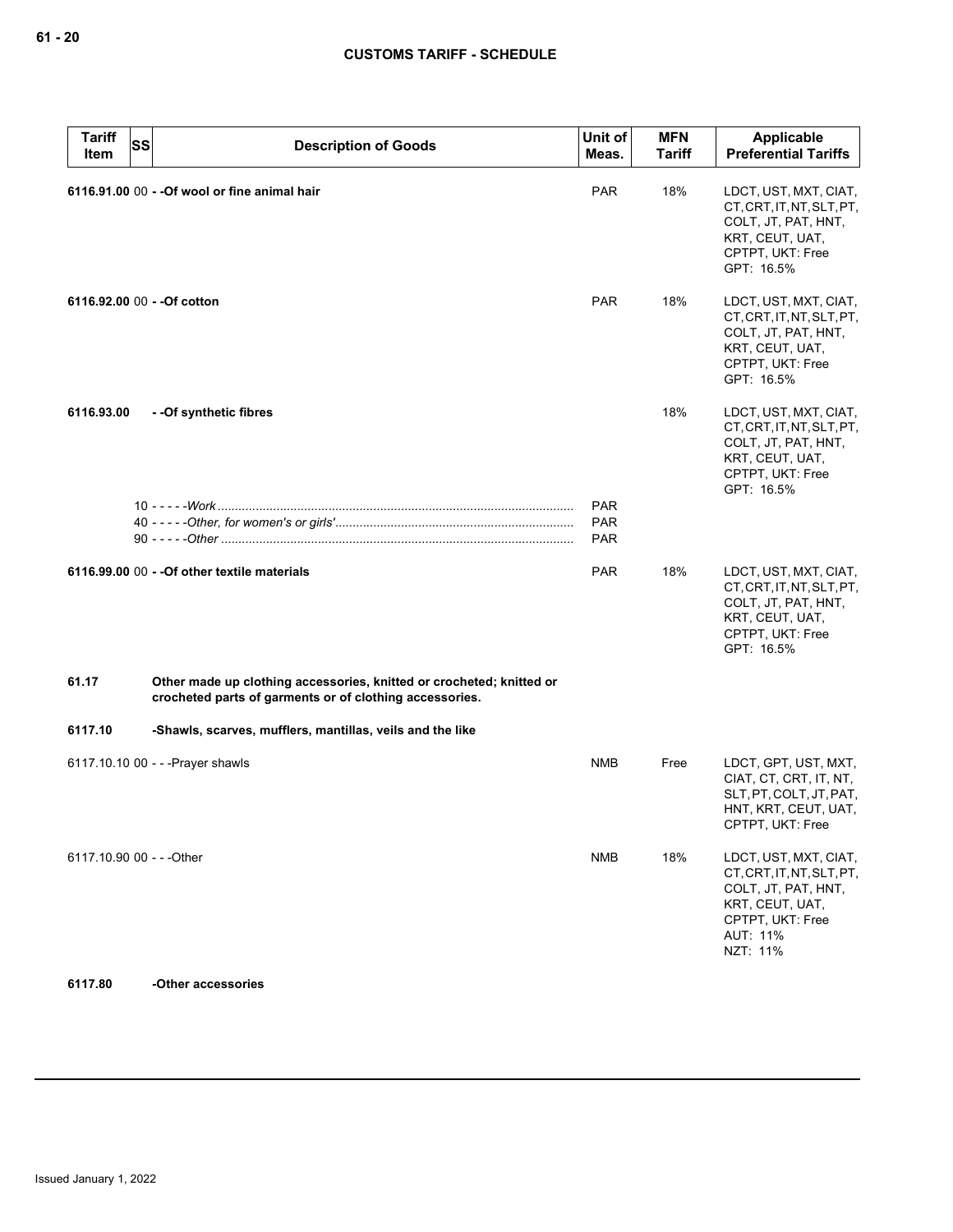| Tariff Item | SS | Description of Goods | Unit of Meas. | MFN Tariff | Applicable Preferential Tariffs |
|---|---|---|---|---|---|
| **6116.91.00** | 00 | **- -Of wool or fine animal hair** | PAR | 18% | LDCT, UST, MXT, CIAT, CT, CRT, IT, NT, SLT, PT, COLT, JT, PAT, HNT, KRT, CEUT, UAT, CPTPT, UKT: Free<br>GPT: 16.5% |
| **6116.92.00** | 00 | **- -Of cotton** | PAR | 18% | LDCT, UST, MXT, CIAT, CT, CRT, IT, NT, SLT, PT, COLT, JT, PAT, HNT, KRT, CEUT, UAT, CPTPT, UKT: Free<br>GPT: 16.5% |
| **6116.93.00** | | **- -Of synthetic fibres** | | 18% | LDCT, UST, MXT, CIAT, CT, CRT, IT, NT, SLT, PT, COLT, JT, PAT, HNT, KRT, CEUT, UAT, CPTPT, UKT: Free<br>GPT: 16.5% |
| | 10 | - - - - -*Work* | PAR | | |
| | 40 | - - - - -*Other, for women's or girls'* | PAR | | |
| | 90 | - - - - -*Other* | PAR | | |
| **6116.99.00** | 00 | **- -Of other textile materials** | PAR | 18% | LDCT, UST, MXT, CIAT, CT, CRT, IT, NT, SLT, PT, COLT, JT, PAT, HNT, KRT, CEUT, UAT, CPTPT, UKT: Free<br>GPT: 16.5% |
| **61.17** | | **Other made up clothing accessories, knitted or crocheted; knitted or crocheted parts of garments or of clothing accessories.** | | | |
| **6117.10** | | **-Shawls, scarves, mufflers, mantillas, veils and the like** | | | |
| 6117.10.10 | 00 | - - -Prayer shawls | NMB | Free | LDCT, GPT, UST, MXT, CIAT, CT, CRT, IT, NT, SLT, PT, COLT, JT, PAT, HNT, KRT, CEUT, UAT, CPTPT, UKT: Free |
| 6117.10.90 | 00 | - - -Other | NMB | 18% | LDCT, UST, MXT, CIAT, CT, CRT, IT, NT, SLT, PT, COLT, JT, PAT, HNT, KRT, CEUT, UAT, CPTPT, UKT: Free<br>AUT: 11%<br>NZT: 11% |
| **6117.80** | | **-Other accessories** | | | |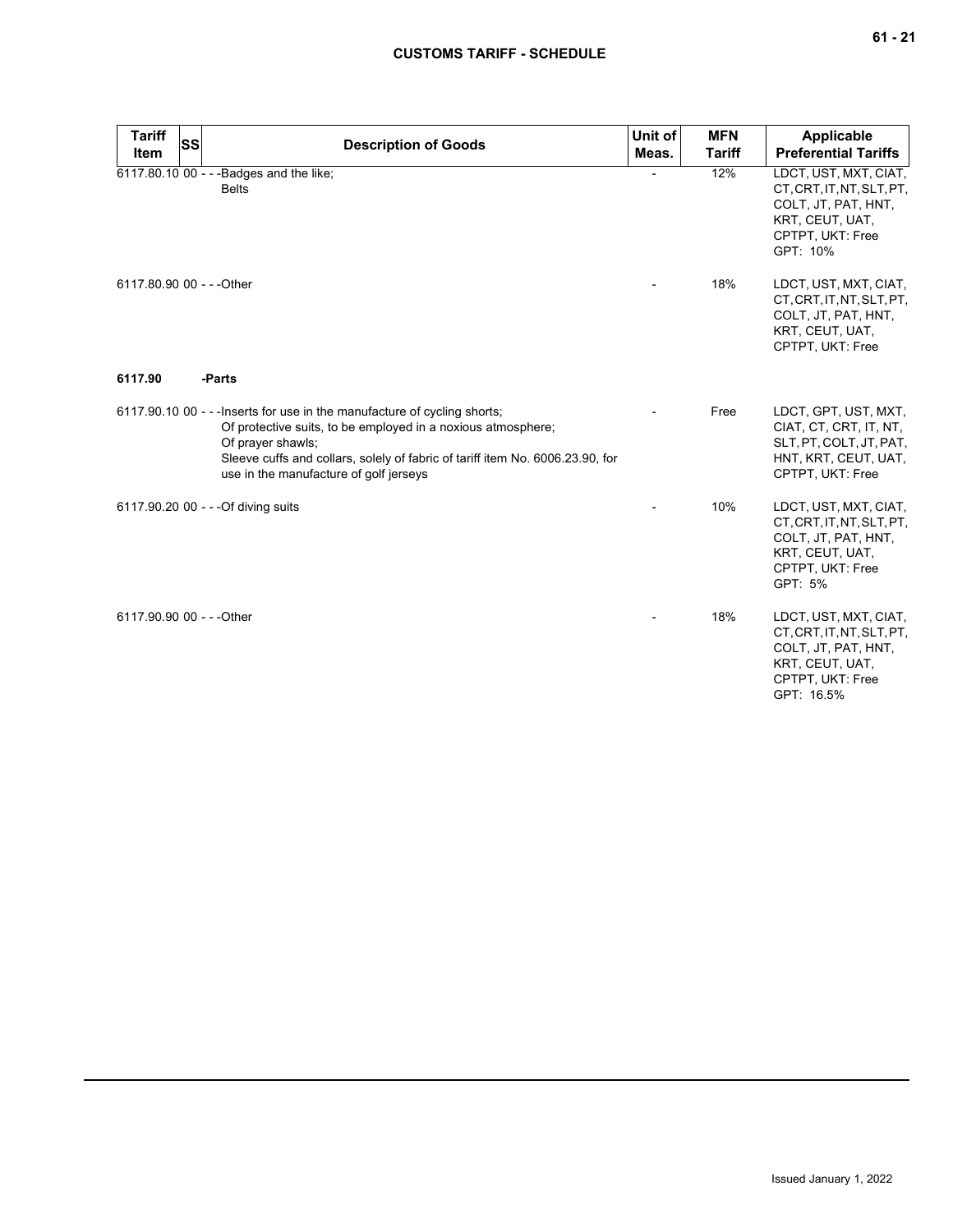| Tariff Item | SS | Description of Goods | Unit of Meas. | MFN Tariff | Applicable Preferential Tariffs |
|---|---|---|---|---|---|
| 6117.80.10 | 00 | - - -Badges and the like;<br>Belts | - | 12% | LDCT, UST, MXT, CIAT, CT, CRT, IT, NT, SLT, PT, COLT, JT, PAT, HNT, KRT, CEUT, UAT, CPTPT, UKT: Free<br>GPT: 10% |
| 6117.80.90 | 00 | - - -Other | - | 18% | LDCT, UST, MXT, CIAT, CT, CRT, IT, NT, SLT, PT, COLT, JT, PAT, HNT, KRT, CEUT, UAT, CPTPT, UKT: Free |
| **6117.90** | | **-Parts** | | | |
| 6117.90.10 | 00 | - - -Inserts for use in the manufacture of cycling shorts;<br>Of protective suits, to be employed in a noxious atmosphere;<br>Of prayer shawls;<br>Sleeve cuffs and collars, solely of fabric of tariff item No. 6006.23.90, for use in the manufacture of golf jerseys | - | Free | LDCT, GPT, UST, MXT, CIAT, CT, CRT, IT, NT, SLT, PT, COLT, JT, PAT, HNT, KRT, CEUT, UAT, CPTPT, UKT: Free |
| 6117.90.20 | 00 | - - -Of diving suits | - | 10% | LDCT, UST, MXT, CIAT, CT, CRT, IT, NT, SLT, PT, COLT, JT, PAT, HNT, KRT, CEUT, UAT, CPTPT, UKT: Free<br>GPT: 5% |
| 6117.90.90 | 00 | - - -Other | - | 18% | LDCT, UST, MXT, CIAT, CT, CRT, IT, NT, SLT, PT, COLT, JT, PAT, HNT, KRT, CEUT, UAT, CPTPT, UKT: Free<br>GPT: 16.5% |